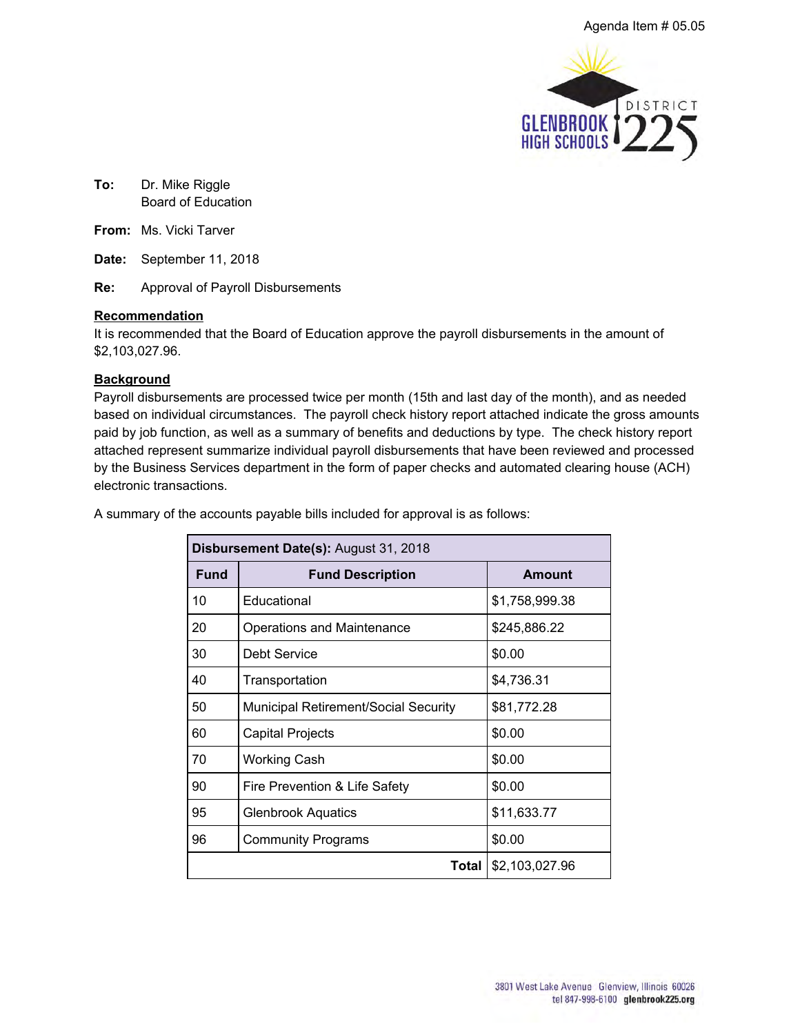Agenda Item # 05.05

GLENBROOK HIGH SCHOOLS DISTRICT 225

**To:** Dr. Mike Riggle
Board of Education

**From:** Ms. Vicki Tarver

**Date:** September 11, 2018

**Re:** Approval of Payroll Disbursements

**Recommendation**

It is recommended that the Board of Education approve the payroll disbursements in the amount of $2,103,027.96.

**Background**

Payroll disbursements are processed twice per month (15th and last day of the month), and as needed based on individual circumstances. The payroll check history report attached indicate the gross amounts paid by job function, as well as a summary of benefits and deductions by type. The check history report attached represent summarize individual payroll disbursements that have been reviewed and processed by the Business Services department in the form of paper checks and automated clearing house (ACH) electronic transactions.

A summary of the accounts payable bills included for approval is as follows:

| **Disbursement Date(s):** August 31, 2018 | | |
|---|---|---|
| **Fund** | **Fund Description** | **Amount** |
| 10 | Educational | $1,758,999.38 |
| 20 | Operations and Maintenance | $245,886.22 |
| 30 | Debt Service | $0.00 |
| 40 | Transportation | $4,736.31 |
| 50 | Municipal Retirement/Social Security | $81,772.28 |
| 60 | Capital Projects | $0.00 |
| 70 | Working Cash | $0.00 |
| 90 | Fire Prevention & Life Safety | $0.00 |
| 95 | Glenbrook Aquatics | $11,633.77 |
| 96 | Community Programs | $0.00 |
| | **Total** | $2,103,027.96 |

3801 West Lake Avenue Glenview, Illinois 60026
tel 847-998-6100 glenbrook225.org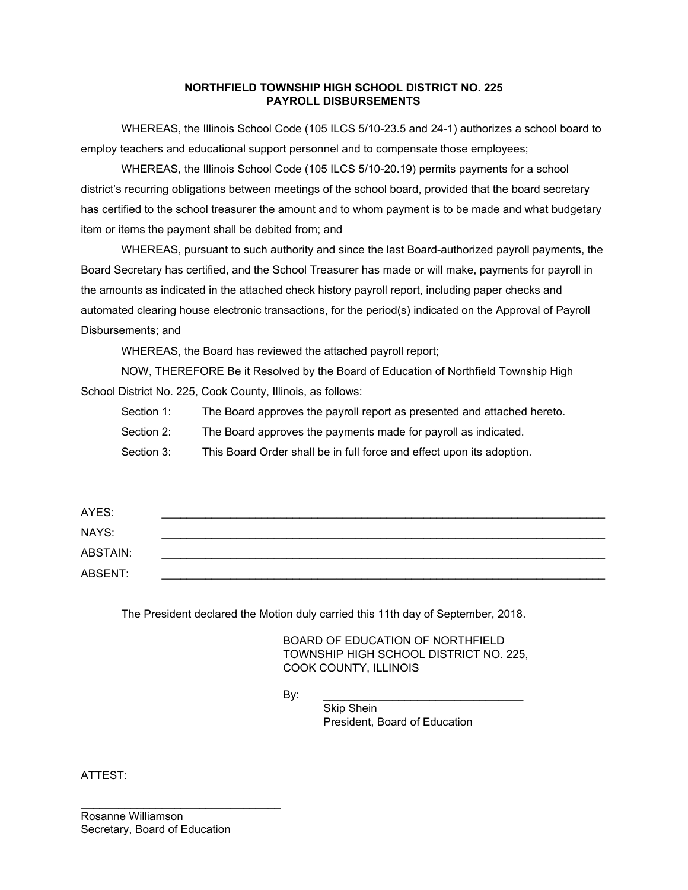**NORTHFIELD TOWNSHIP HIGH SCHOOL DISTRICT NO. 225**
**PAYROLL DISBURSEMENTS**

WHEREAS, the Illinois School Code (105 ILCS 5/10-23.5 and 24-1) authorizes a school board to employ teachers and educational support personnel and to compensate those employees;

WHEREAS, the Illinois School Code (105 ILCS 5/10-20.19) permits payments for a school district's recurring obligations between meetings of the school board, provided that the board secretary has certified to the school treasurer the amount and to whom payment is to be made and what budgetary item or items the payment shall be debited from; and

WHEREAS, pursuant to such authority and since the last Board-authorized payroll payments, the Board Secretary has certified, and the School Treasurer has made or will make, payments for payroll in the amounts as indicated in the attached check history payroll report, including paper checks and automated clearing house electronic transactions, for the period(s) indicated on the Approval of Payroll Disbursements; and

WHEREAS, the Board has reviewed the attached payroll report;

NOW, THEREFORE Be it Resolved by the Board of Education of Northfield Township High School District No. 225, Cook County, Illinois, as follows:

Section 1: The Board approves the payroll report as presented and attached hereto.

Section 2: The Board approves the payments made for payroll as indicated.

Section 3: This Board Order shall be in full force and effect upon its adoption.

AYES: ______________________________

NAYS: ______________________________

ABSTAIN: ______________________________

ABSENT: ______________________________

The President declared the Motion duly carried this 11th day of September, 2018.

BOARD OF EDUCATION OF NORTHFIELD
TOWNSHIP HIGH SCHOOL DISTRICT NO. 225,
COOK COUNTY, ILLINOIS

By: ______________________________
Skip Shein
President, Board of Education

ATTEST:

______________________________
Rosanne Williamson
Secretary, Board of Education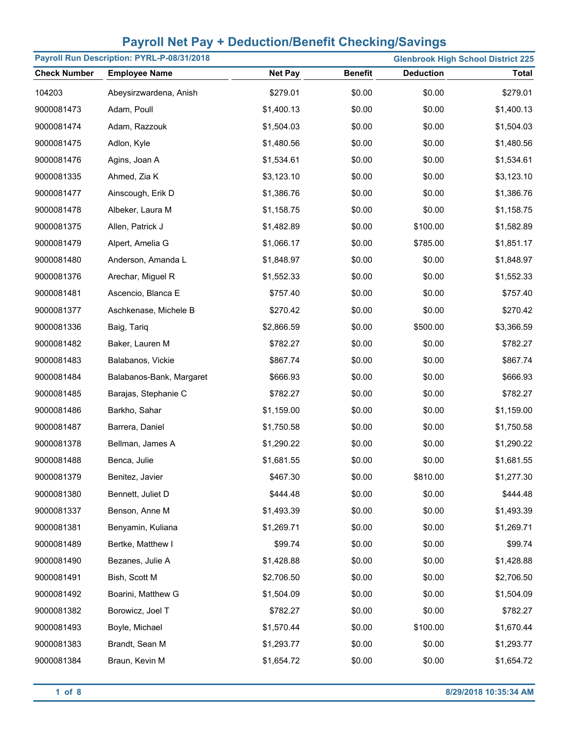# Payroll Net Pay + Deduction/Benefit Checking/Savings

**Payroll Run Description: PYRL-P-08/31/2018** | **Glenbrook High School District 225**

| Check Number | Employee Name | Net Pay | Benefit | Deduction | Total |
|---|---|---|---|---|---|
| 104203 | Abeysirzwardena, Anish | $279.01 | $0.00 | $0.00 | $279.01 |
| 9000081473 | Adam, Poull | $1,400.13 | $0.00 | $0.00 | $1,400.13 |
| 9000081474 | Adam, Razzouk | $1,504.03 | $0.00 | $0.00 | $1,504.03 |
| 9000081475 | Adlon, Kyle | $1,480.56 | $0.00 | $0.00 | $1,480.56 |
| 9000081476 | Agins, Joan A | $1,534.61 | $0.00 | $0.00 | $1,534.61 |
| 9000081335 | Ahmed, Zia K | $3,123.10 | $0.00 | $0.00 | $3,123.10 |
| 9000081477 | Ainscough, Erik D | $1,386.76 | $0.00 | $0.00 | $1,386.76 |
| 9000081478 | Albeker, Laura M | $1,158.75 | $0.00 | $0.00 | $1,158.75 |
| 9000081375 | Allen, Patrick J | $1,482.89 | $0.00 | $100.00 | $1,582.89 |
| 9000081479 | Alpert, Amelia G | $1,066.17 | $0.00 | $785.00 | $1,851.17 |
| 9000081480 | Anderson, Amanda L | $1,848.97 | $0.00 | $0.00 | $1,848.97 |
| 9000081376 | Arechar, Miguel R | $1,552.33 | $0.00 | $0.00 | $1,552.33 |
| 9000081481 | Ascencio, Blanca E | $757.40 | $0.00 | $0.00 | $757.40 |
| 9000081377 | Aschkenase, Michele B | $270.42 | $0.00 | $0.00 | $270.42 |
| 9000081336 | Baig, Tariq | $2,866.59 | $0.00 | $500.00 | $3,366.59 |
| 9000081482 | Baker, Lauren M | $782.27 | $0.00 | $0.00 | $782.27 |
| 9000081483 | Balabanos, Vickie | $867.74 | $0.00 | $0.00 | $867.74 |
| 9000081484 | Balabanos-Bank, Margaret | $666.93 | $0.00 | $0.00 | $666.93 |
| 9000081485 | Barajas, Stephanie C | $782.27 | $0.00 | $0.00 | $782.27 |
| 9000081486 | Barkho, Sahar | $1,159.00 | $0.00 | $0.00 | $1,159.00 |
| 9000081487 | Barrera, Daniel | $1,750.58 | $0.00 | $0.00 | $1,750.58 |
| 9000081378 | Bellman, James A | $1,290.22 | $0.00 | $0.00 | $1,290.22 |
| 9000081488 | Benca, Julie | $1,681.55 | $0.00 | $0.00 | $1,681.55 |
| 9000081379 | Benitez, Javier | $467.30 | $0.00 | $810.00 | $1,277.30 |
| 9000081380 | Bennett, Juliet D | $444.48 | $0.00 | $0.00 | $444.48 |
| 9000081337 | Benson, Anne M | $1,493.39 | $0.00 | $0.00 | $1,493.39 |
| 9000081381 | Benyamin, Kuliana | $1,269.71 | $0.00 | $0.00 | $1,269.71 |
| 9000081489 | Bertke, Matthew I | $99.74 | $0.00 | $0.00 | $99.74 |
| 9000081490 | Bezanes, Julie A | $1,428.88 | $0.00 | $0.00 | $1,428.88 |
| 9000081491 | Bish, Scott M | $2,706.50 | $0.00 | $0.00 | $2,706.50 |
| 9000081492 | Boarini, Matthew G | $1,504.09 | $0.00 | $0.00 | $1,504.09 |
| 9000081382 | Borowicz, Joel T | $782.27 | $0.00 | $0.00 | $782.27 |
| 9000081493 | Boyle, Michael | $1,570.44 | $0.00 | $100.00 | $1,670.44 |
| 9000081383 | Brandt, Sean M | $1,293.77 | $0.00 | $0.00 | $1,293.77 |
| 9000081384 | Braun, Kevin M | $1,654.72 | $0.00 | $0.00 | $1,654.72 |

8/29/2018 10:35:34 AM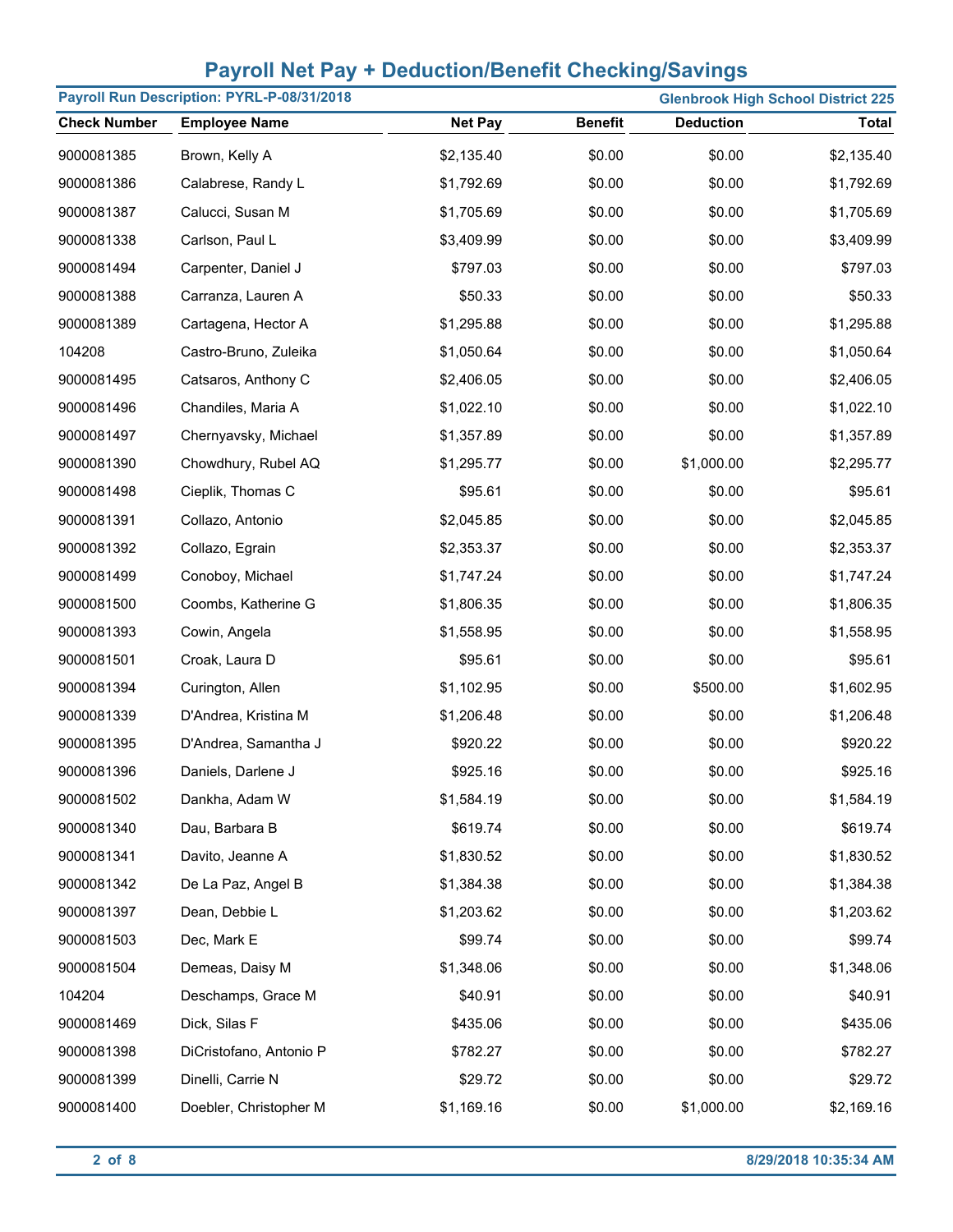# Payroll Net Pay + Deduction/Benefit Checking/Savings

**Payroll Run Description: PYRL-P-08/31/2018** — **Glenbrook High School District 225**

| Check Number | Employee Name | Net Pay | Benefit | Deduction | Total |
|---|---|---|---|---|---|
| 9000081385 | Brown, Kelly A | $2,135.40 | $0.00 | $0.00 | $2,135.40 |
| 9000081386 | Calabrese, Randy L | $1,792.69 | $0.00 | $0.00 | $1,792.69 |
| 9000081387 | Calucci, Susan M | $1,705.69 | $0.00 | $0.00 | $1,705.69 |
| 9000081338 | Carlson, Paul L | $3,409.99 | $0.00 | $0.00 | $3,409.99 |
| 9000081494 | Carpenter, Daniel J | $797.03 | $0.00 | $0.00 | $797.03 |
| 9000081388 | Carranza, Lauren A | $50.33 | $0.00 | $0.00 | $50.33 |
| 9000081389 | Cartagena, Hector A | $1,295.88 | $0.00 | $0.00 | $1,295.88 |
| 104208 | Castro-Bruno, Zuleika | $1,050.64 | $0.00 | $0.00 | $1,050.64 |
| 9000081495 | Catsaros, Anthony C | $2,406.05 | $0.00 | $0.00 | $2,406.05 |
| 9000081496 | Chandiles, Maria A | $1,022.10 | $0.00 | $0.00 | $1,022.10 |
| 9000081497 | Chernyavsky, Michael | $1,357.89 | $0.00 | $0.00 | $1,357.89 |
| 9000081390 | Chowdhury, Rubel AQ | $1,295.77 | $0.00 | $1,000.00 | $2,295.77 |
| 9000081498 | Cieplik, Thomas C | $95.61 | $0.00 | $0.00 | $95.61 |
| 9000081391 | Collazo, Antonio | $2,045.85 | $0.00 | $0.00 | $2,045.85 |
| 9000081392 | Collazo, Egrain | $2,353.37 | $0.00 | $0.00 | $2,353.37 |
| 9000081499 | Conoboy, Michael | $1,747.24 | $0.00 | $0.00 | $1,747.24 |
| 9000081500 | Coombs, Katherine G | $1,806.35 | $0.00 | $0.00 | $1,806.35 |
| 9000081393 | Cowin, Angela | $1,558.95 | $0.00 | $0.00 | $1,558.95 |
| 9000081501 | Croak, Laura D | $95.61 | $0.00 | $0.00 | $95.61 |
| 9000081394 | Curington, Allen | $1,102.95 | $0.00 | $500.00 | $1,602.95 |
| 9000081339 | D'Andrea, Kristina M | $1,206.48 | $0.00 | $0.00 | $1,206.48 |
| 9000081395 | D'Andrea, Samantha J | $920.22 | $0.00 | $0.00 | $920.22 |
| 9000081396 | Daniels, Darlene J | $925.16 | $0.00 | $0.00 | $925.16 |
| 9000081502 | Dankha, Adam W | $1,584.19 | $0.00 | $0.00 | $1,584.19 |
| 9000081340 | Dau, Barbara B | $619.74 | $0.00 | $0.00 | $619.74 |
| 9000081341 | Davito, Jeanne A | $1,830.52 | $0.00 | $0.00 | $1,830.52 |
| 9000081342 | De La Paz, Angel B | $1,384.38 | $0.00 | $0.00 | $1,384.38 |
| 9000081397 | Dean, Debbie L | $1,203.62 | $0.00 | $0.00 | $1,203.62 |
| 9000081503 | Dec, Mark E | $99.74 | $0.00 | $0.00 | $99.74 |
| 9000081504 | Demeas, Daisy M | $1,348.06 | $0.00 | $0.00 | $1,348.06 |
| 104204 | Deschamps, Grace M | $40.91 | $0.00 | $0.00 | $40.91 |
| 9000081469 | Dick, Silas F | $435.06 | $0.00 | $0.00 | $435.06 |
| 9000081398 | DiCristofano, Antonio P | $782.27 | $0.00 | $0.00 | $782.27 |
| 9000081399 | Dinelli, Carrie N | $29.72 | $0.00 | $0.00 | $29.72 |
| 9000081400 | Doebler, Christopher M | $1,169.16 | $0.00 | $1,000.00 | $2,169.16 |

8/29/2018 10:35:34 AM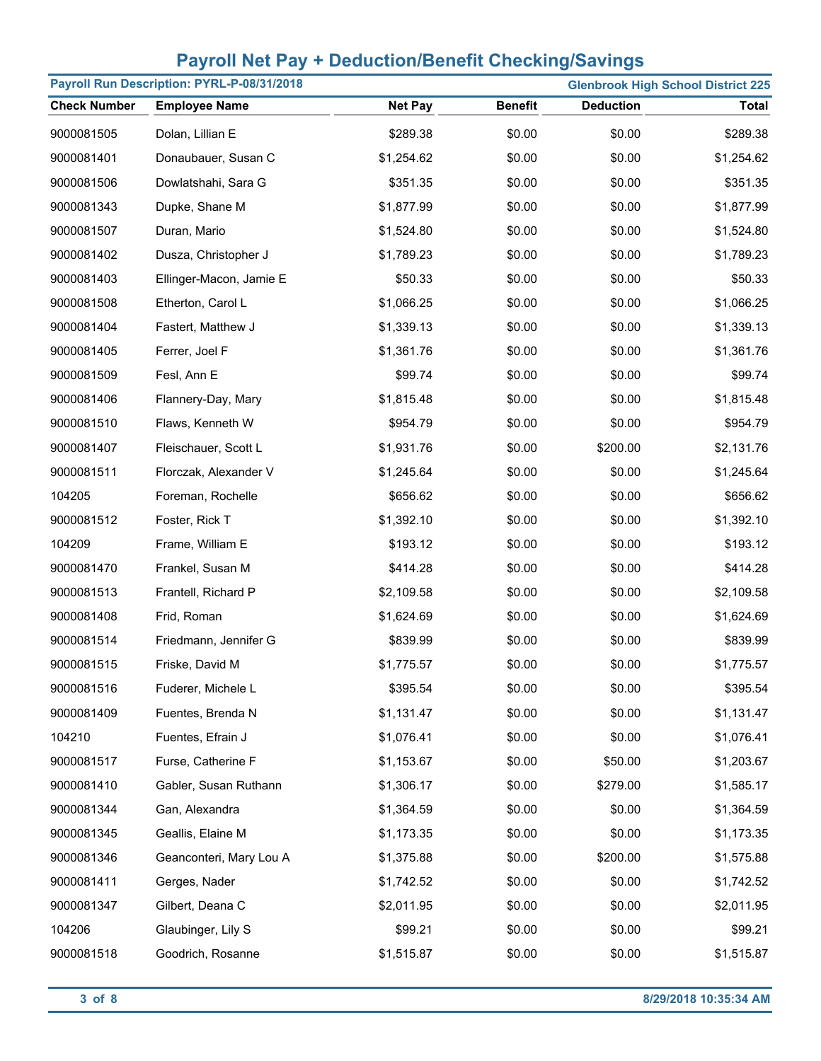## Payroll Net Pay + Deduction/Benefit Checking/Savings

**Payroll Run Description: PYRL-P-08/31/2018** | **Glenbrook High School District 225**

| Check Number | Employee Name | Net Pay | Benefit | Deduction | Total |
|---|---|---|---|---|---|
| 9000081505 | Dolan, Lillian E | $289.38 | $0.00 | $0.00 | $289.38 |
| 9000081401 | Donaubauer, Susan C | $1,254.62 | $0.00 | $0.00 | $1,254.62 |
| 9000081506 | Dowlatshahi, Sara G | $351.35 | $0.00 | $0.00 | $351.35 |
| 9000081343 | Dupke, Shane M | $1,877.99 | $0.00 | $0.00 | $1,877.99 |
| 9000081507 | Duran, Mario | $1,524.80 | $0.00 | $0.00 | $1,524.80 |
| 9000081402 | Dusza, Christopher J | $1,789.23 | $0.00 | $0.00 | $1,789.23 |
| 9000081403 | Ellinger-Macon, Jamie E | $50.33 | $0.00 | $0.00 | $50.33 |
| 9000081508 | Etherton, Carol L | $1,066.25 | $0.00 | $0.00 | $1,066.25 |
| 9000081404 | Fastert, Matthew J | $1,339.13 | $0.00 | $0.00 | $1,339.13 |
| 9000081405 | Ferrer, Joel F | $1,361.76 | $0.00 | $0.00 | $1,361.76 |
| 9000081509 | Fesl, Ann E | $99.74 | $0.00 | $0.00 | $99.74 |
| 9000081406 | Flannery-Day, Mary | $1,815.48 | $0.00 | $0.00 | $1,815.48 |
| 9000081510 | Flaws, Kenneth W | $954.79 | $0.00 | $0.00 | $954.79 |
| 9000081407 | Fleischauer, Scott L | $1,931.76 | $0.00 | $200.00 | $2,131.76 |
| 9000081511 | Florczak, Alexander V | $1,245.64 | $0.00 | $0.00 | $1,245.64 |
| 104205 | Foreman, Rochelle | $656.62 | $0.00 | $0.00 | $656.62 |
| 9000081512 | Foster, Rick T | $1,392.10 | $0.00 | $0.00 | $1,392.10 |
| 104209 | Frame, William E | $193.12 | $0.00 | $0.00 | $193.12 |
| 9000081470 | Frankel, Susan M | $414.28 | $0.00 | $0.00 | $414.28 |
| 9000081513 | Frantell, Richard P | $2,109.58 | $0.00 | $0.00 | $2,109.58 |
| 9000081408 | Frid, Roman | $1,624.69 | $0.00 | $0.00 | $1,624.69 |
| 9000081514 | Friedmann, Jennifer G | $839.99 | $0.00 | $0.00 | $839.99 |
| 9000081515 | Friske, David M | $1,775.57 | $0.00 | $0.00 | $1,775.57 |
| 9000081516 | Fuderer, Michele L | $395.54 | $0.00 | $0.00 | $395.54 |
| 9000081409 | Fuentes, Brenda N | $1,131.47 | $0.00 | $0.00 | $1,131.47 |
| 104210 | Fuentes, Efrain J | $1,076.41 | $0.00 | $0.00 | $1,076.41 |
| 9000081517 | Furse, Catherine F | $1,153.67 | $0.00 | $50.00 | $1,203.67 |
| 9000081410 | Gabler, Susan Ruthann | $1,306.17 | $0.00 | $279.00 | $1,585.17 |
| 9000081344 | Gan, Alexandra | $1,364.59 | $0.00 | $0.00 | $1,364.59 |
| 9000081345 | Geallis, Elaine M | $1,173.35 | $0.00 | $0.00 | $1,173.35 |
| 9000081346 | Geanconteri, Mary Lou A | $1,375.88 | $0.00 | $200.00 | $1,575.88 |
| 9000081411 | Gerges, Nader | $1,742.52 | $0.00 | $0.00 | $1,742.52 |
| 9000081347 | Gilbert, Deana C | $2,011.95 | $0.00 | $0.00 | $2,011.95 |
| 104206 | Glaubinger, Lily S | $99.21 | $0.00 | $0.00 | $99.21 |
| 9000081518 | Goodrich, Rosanne | $1,515.87 | $0.00 | $0.00 | $1,515.87 |

8/29/2018 10:35:34 AM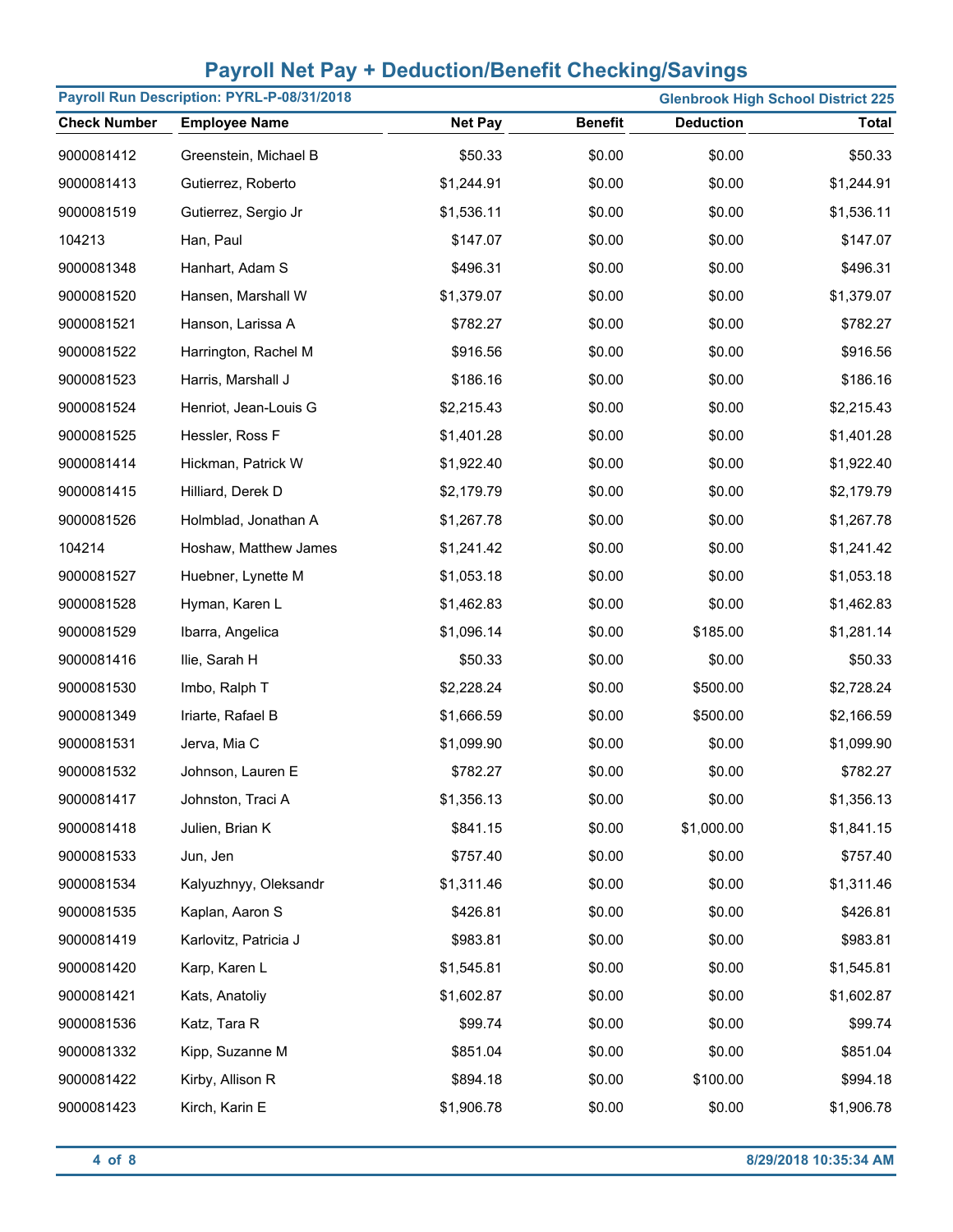## Payroll Net Pay + Deduction/Benefit Checking/Savings

**Payroll Run Description: PYRL-P-08/31/2018** — **Glenbrook High School District 225**

| Check Number | Employee Name | Net Pay | Benefit | Deduction | Total |
|---|---|---|---|---|---|
| 9000081412 | Greenstein, Michael B | $50.33 | $0.00 | $0.00 | $50.33 |
| 9000081413 | Gutierrez, Roberto | $1,244.91 | $0.00 | $0.00 | $1,244.91 |
| 9000081519 | Gutierrez, Sergio Jr | $1,536.11 | $0.00 | $0.00 | $1,536.11 |
| 104213 | Han, Paul | $147.07 | $0.00 | $0.00 | $147.07 |
| 9000081348 | Hanhart, Adam S | $496.31 | $0.00 | $0.00 | $496.31 |
| 9000081520 | Hansen, Marshall W | $1,379.07 | $0.00 | $0.00 | $1,379.07 |
| 9000081521 | Hanson, Larissa A | $782.27 | $0.00 | $0.00 | $782.27 |
| 9000081522 | Harrington, Rachel M | $916.56 | $0.00 | $0.00 | $916.56 |
| 9000081523 | Harris, Marshall J | $186.16 | $0.00 | $0.00 | $186.16 |
| 9000081524 | Henriot, Jean-Louis G | $2,215.43 | $0.00 | $0.00 | $2,215.43 |
| 9000081525 | Hessler, Ross F | $1,401.28 | $0.00 | $0.00 | $1,401.28 |
| 9000081414 | Hickman, Patrick W | $1,922.40 | $0.00 | $0.00 | $1,922.40 |
| 9000081415 | Hilliard, Derek D | $2,179.79 | $0.00 | $0.00 | $2,179.79 |
| 9000081526 | Holmblad, Jonathan A | $1,267.78 | $0.00 | $0.00 | $1,267.78 |
| 104214 | Hoshaw, Matthew James | $1,241.42 | $0.00 | $0.00 | $1,241.42 |
| 9000081527 | Huebner, Lynette M | $1,053.18 | $0.00 | $0.00 | $1,053.18 |
| 9000081528 | Hyman, Karen L | $1,462.83 | $0.00 | $0.00 | $1,462.83 |
| 9000081529 | Ibarra, Angelica | $1,096.14 | $0.00 | $185.00 | $1,281.14 |
| 9000081416 | Ilie, Sarah H | $50.33 | $0.00 | $0.00 | $50.33 |
| 9000081530 | Imbo, Ralph T | $2,228.24 | $0.00 | $500.00 | $2,728.24 |
| 9000081349 | Iriarte, Rafael B | $1,666.59 | $0.00 | $500.00 | $2,166.59 |
| 9000081531 | Jerva, Mia C | $1,099.90 | $0.00 | $0.00 | $1,099.90 |
| 9000081532 | Johnson, Lauren E | $782.27 | $0.00 | $0.00 | $782.27 |
| 9000081417 | Johnston, Traci A | $1,356.13 | $0.00 | $0.00 | $1,356.13 |
| 9000081418 | Julien, Brian K | $841.15 | $0.00 | $1,000.00 | $1,841.15 |
| 9000081533 | Jun, Jen | $757.40 | $0.00 | $0.00 | $757.40 |
| 9000081534 | Kalyuzhnyy, Oleksandr | $1,311.46 | $0.00 | $0.00 | $1,311.46 |
| 9000081535 | Kaplan, Aaron S | $426.81 | $0.00 | $0.00 | $426.81 |
| 9000081419 | Karlovitz, Patricia J | $983.81 | $0.00 | $0.00 | $983.81 |
| 9000081420 | Karp, Karen L | $1,545.81 | $0.00 | $0.00 | $1,545.81 |
| 9000081421 | Kats, Anatoliy | $1,602.87 | $0.00 | $0.00 | $1,602.87 |
| 9000081536 | Katz, Tara R | $99.74 | $0.00 | $0.00 | $99.74 |
| 9000081332 | Kipp, Suzanne M | $851.04 | $0.00 | $0.00 | $851.04 |
| 9000081422 | Kirby, Allison R | $894.18 | $0.00 | $100.00 | $994.18 |
| 9000081423 | Kirch, Karin E | $1,906.78 | $0.00 | $0.00 | $1,906.78 |

8/29/2018 10:35:34 AM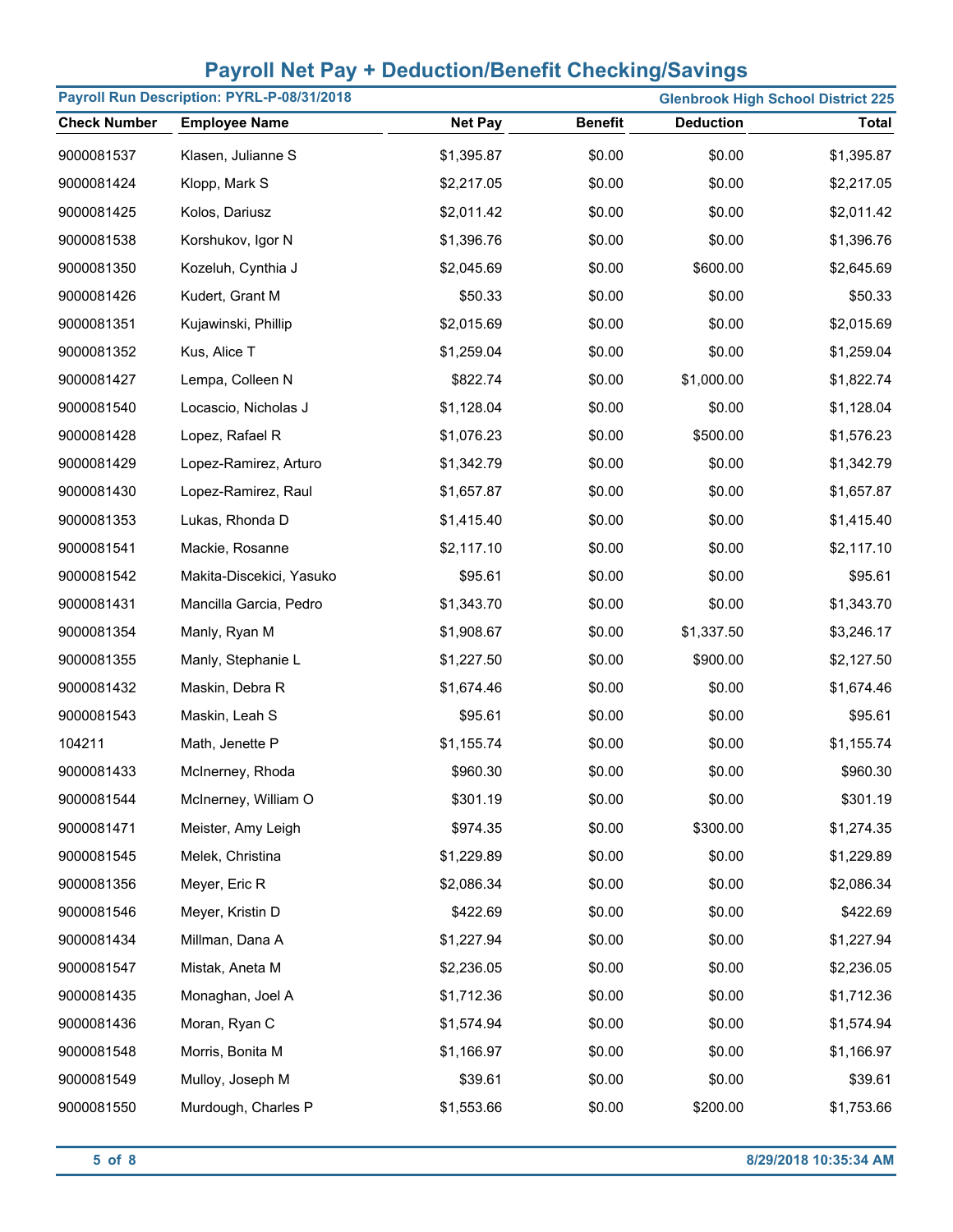# Payroll Net Pay + Deduction/Benefit Checking/Savings

**Payroll Run Description: PYRL-P-08/31/2018** | **Glenbrook High School District 225**

| Check Number | Employee Name | Net Pay | Benefit | Deduction | Total |
|---|---|---|---|---|---|
| 9000081537 | Klasen, Julianne S | $1,395.87 | $0.00 | $0.00 | $1,395.87 |
| 9000081424 | Klopp, Mark S | $2,217.05 | $0.00 | $0.00 | $2,217.05 |
| 9000081425 | Kolos, Dariusz | $2,011.42 | $0.00 | $0.00 | $2,011.42 |
| 9000081538 | Korshukov, Igor N | $1,396.76 | $0.00 | $0.00 | $1,396.76 |
| 9000081350 | Kozeluh, Cynthia J | $2,045.69 | $0.00 | $600.00 | $2,645.69 |
| 9000081426 | Kudert, Grant M | $50.33 | $0.00 | $0.00 | $50.33 |
| 9000081351 | Kujawinski, Phillip | $2,015.69 | $0.00 | $0.00 | $2,015.69 |
| 9000081352 | Kus, Alice T | $1,259.04 | $0.00 | $0.00 | $1,259.04 |
| 9000081427 | Lempa, Colleen N | $822.74 | $0.00 | $1,000.00 | $1,822.74 |
| 9000081540 | Locascio, Nicholas J | $1,128.04 | $0.00 | $0.00 | $1,128.04 |
| 9000081428 | Lopez, Rafael R | $1,076.23 | $0.00 | $500.00 | $1,576.23 |
| 9000081429 | Lopez-Ramirez, Arturo | $1,342.79 | $0.00 | $0.00 | $1,342.79 |
| 9000081430 | Lopez-Ramirez, Raul | $1,657.87 | $0.00 | $0.00 | $1,657.87 |
| 9000081353 | Lukas, Rhonda D | $1,415.40 | $0.00 | $0.00 | $1,415.40 |
| 9000081541 | Mackie, Rosanne | $2,117.10 | $0.00 | $0.00 | $2,117.10 |
| 9000081542 | Makita-Discekici, Yasuko | $95.61 | $0.00 | $0.00 | $95.61 |
| 9000081431 | Mancilla Garcia, Pedro | $1,343.70 | $0.00 | $0.00 | $1,343.70 |
| 9000081354 | Manly, Ryan M | $1,908.67 | $0.00 | $1,337.50 | $3,246.17 |
| 9000081355 | Manly, Stephanie L | $1,227.50 | $0.00 | $900.00 | $2,127.50 |
| 9000081432 | Maskin, Debra R | $1,674.46 | $0.00 | $0.00 | $1,674.46 |
| 9000081543 | Maskin, Leah S | $95.61 | $0.00 | $0.00 | $95.61 |
| 104211 | Math, Jenette P | $1,155.74 | $0.00 | $0.00 | $1,155.74 |
| 9000081433 | McInerney, Rhoda | $960.30 | $0.00 | $0.00 | $960.30 |
| 9000081544 | McInerney, William O | $301.19 | $0.00 | $0.00 | $301.19 |
| 9000081471 | Meister, Amy Leigh | $974.35 | $0.00 | $300.00 | $1,274.35 |
| 9000081545 | Melek, Christina | $1,229.89 | $0.00 | $0.00 | $1,229.89 |
| 9000081356 | Meyer, Eric R | $2,086.34 | $0.00 | $0.00 | $2,086.34 |
| 9000081546 | Meyer, Kristin D | $422.69 | $0.00 | $0.00 | $422.69 |
| 9000081434 | Millman, Dana A | $1,227.94 | $0.00 | $0.00 | $1,227.94 |
| 9000081547 | Mistak, Aneta M | $2,236.05 | $0.00 | $0.00 | $2,236.05 |
| 9000081435 | Monaghan, Joel A | $1,712.36 | $0.00 | $0.00 | $1,712.36 |
| 9000081436 | Moran, Ryan C | $1,574.94 | $0.00 | $0.00 | $1,574.94 |
| 9000081548 | Morris, Bonita M | $1,166.97 | $0.00 | $0.00 | $1,166.97 |
| 9000081549 | Mulloy, Joseph M | $39.61 | $0.00 | $0.00 | $39.61 |
| 9000081550 | Murdough, Charles P | $1,553.66 | $0.00 | $200.00 | $1,753.66 |

8/29/2018 10:35:34 AM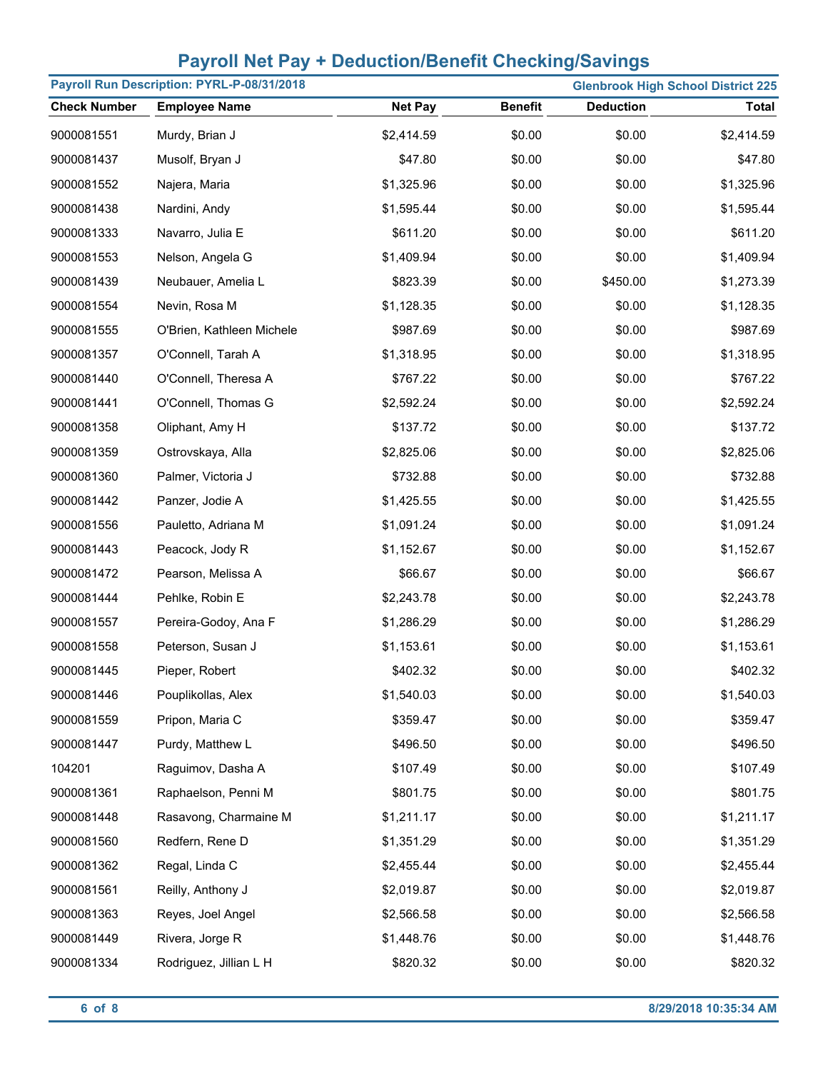# Payroll Net Pay + Deduction/Benefit Checking/Savings

**Payroll Run Description: PYRL-P-08/31/2018** | **Glenbrook High School District 225**

| Check Number | Employee Name | Net Pay | Benefit | Deduction | Total |
|---|---|---|---|---|---|
| 9000081551 | Murdy, Brian J | $2,414.59 | $0.00 | $0.00 | $2,414.59 |
| 9000081437 | Musolf, Bryan J | $47.80 | $0.00 | $0.00 | $47.80 |
| 9000081552 | Najera, Maria | $1,325.96 | $0.00 | $0.00 | $1,325.96 |
| 9000081438 | Nardini, Andy | $1,595.44 | $0.00 | $0.00 | $1,595.44 |
| 9000081333 | Navarro, Julia E | $611.20 | $0.00 | $0.00 | $611.20 |
| 9000081553 | Nelson, Angela G | $1,409.94 | $0.00 | $0.00 | $1,409.94 |
| 9000081439 | Neubauer, Amelia L | $823.39 | $0.00 | $450.00 | $1,273.39 |
| 9000081554 | Nevin, Rosa M | $1,128.35 | $0.00 | $0.00 | $1,128.35 |
| 9000081555 | O'Brien, Kathleen Michele | $987.69 | $0.00 | $0.00 | $987.69 |
| 9000081357 | O'Connell, Tarah A | $1,318.95 | $0.00 | $0.00 | $1,318.95 |
| 9000081440 | O'Connell, Theresa A | $767.22 | $0.00 | $0.00 | $767.22 |
| 9000081441 | O'Connell, Thomas G | $2,592.24 | $0.00 | $0.00 | $2,592.24 |
| 9000081358 | Oliphant, Amy H | $137.72 | $0.00 | $0.00 | $137.72 |
| 9000081359 | Ostrovskaya, Alla | $2,825.06 | $0.00 | $0.00 | $2,825.06 |
| 9000081360 | Palmer, Victoria J | $732.88 | $0.00 | $0.00 | $732.88 |
| 9000081442 | Panzer, Jodie A | $1,425.55 | $0.00 | $0.00 | $1,425.55 |
| 9000081556 | Pauletto, Adriana M | $1,091.24 | $0.00 | $0.00 | $1,091.24 |
| 9000081443 | Peacock, Jody R | $1,152.67 | $0.00 | $0.00 | $1,152.67 |
| 9000081472 | Pearson, Melissa A | $66.67 | $0.00 | $0.00 | $66.67 |
| 9000081444 | Pehlke, Robin E | $2,243.78 | $0.00 | $0.00 | $2,243.78 |
| 9000081557 | Pereira-Godoy, Ana F | $1,286.29 | $0.00 | $0.00 | $1,286.29 |
| 9000081558 | Peterson, Susan J | $1,153.61 | $0.00 | $0.00 | $1,153.61 |
| 9000081445 | Pieper, Robert | $402.32 | $0.00 | $0.00 | $402.32 |
| 9000081446 | Pouplikollas, Alex | $1,540.03 | $0.00 | $0.00 | $1,540.03 |
| 9000081559 | Pripon, Maria C | $359.47 | $0.00 | $0.00 | $359.47 |
| 9000081447 | Purdy, Matthew L | $496.50 | $0.00 | $0.00 | $496.50 |
| 104201 | Raguimov, Dasha A | $107.49 | $0.00 | $0.00 | $107.49 |
| 9000081361 | Raphaelson, Penni M | $801.75 | $0.00 | $0.00 | $801.75 |
| 9000081448 | Rasavong, Charmaine M | $1,211.17 | $0.00 | $0.00 | $1,211.17 |
| 9000081560 | Redfern, Rene D | $1,351.29 | $0.00 | $0.00 | $1,351.29 |
| 9000081362 | Regal, Linda C | $2,455.44 | $0.00 | $0.00 | $2,455.44 |
| 9000081561 | Reilly, Anthony J | $2,019.87 | $0.00 | $0.00 | $2,019.87 |
| 9000081363 | Reyes, Joel Angel | $2,566.58 | $0.00 | $0.00 | $2,566.58 |
| 9000081449 | Rivera, Jorge R | $1,448.76 | $0.00 | $0.00 | $1,448.76 |
| 9000081334 | Rodriguez, Jillian L H | $820.32 | $0.00 | $0.00 | $820.32 |

8/29/2018 10:35:34 AM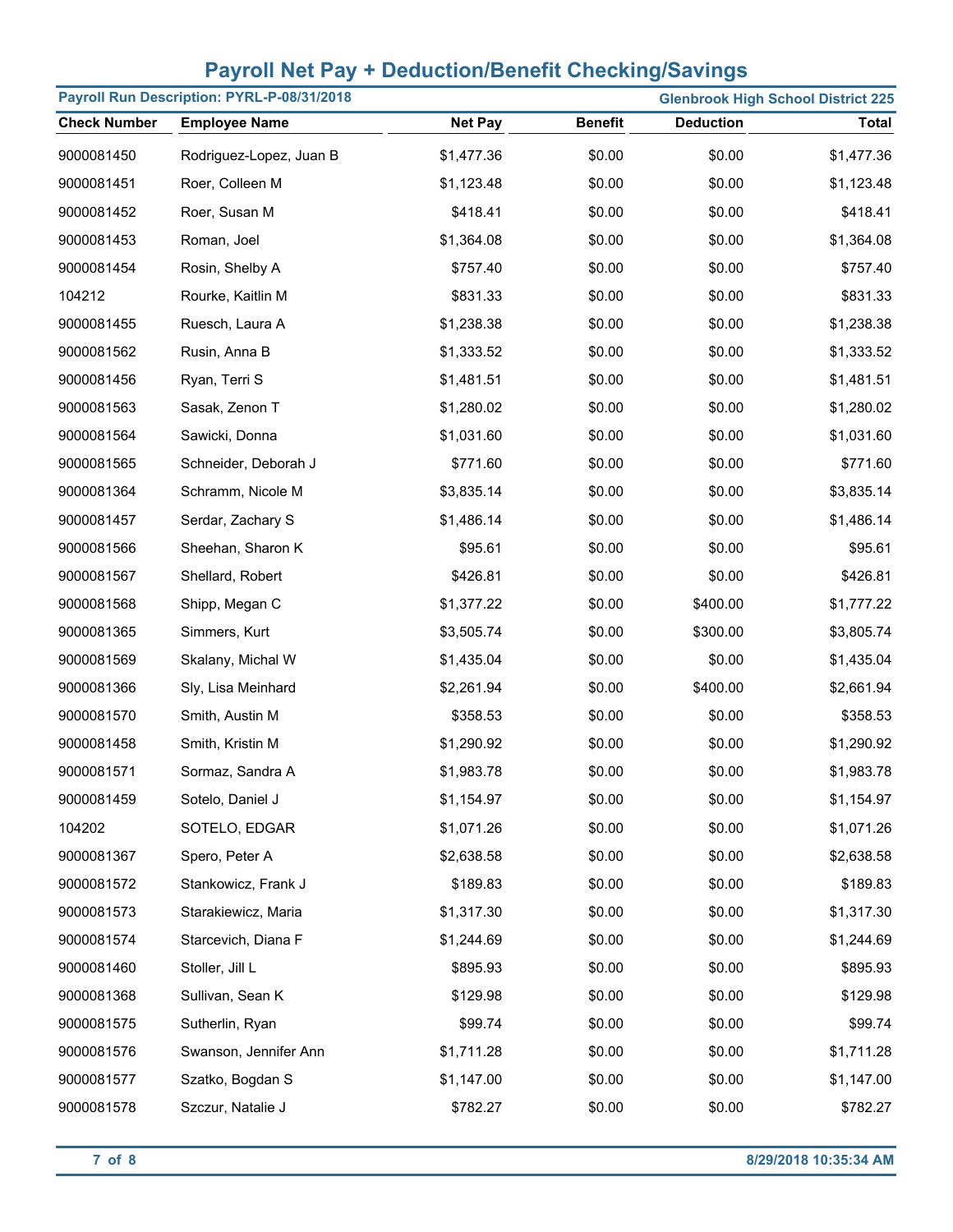# Payroll Net Pay + Deduction/Benefit Checking/Savings

**Payroll Run Description: PYRL-P-08/31/2018** | **Glenbrook High School District 225**

| Check Number | Employee Name | Net Pay | Benefit | Deduction | Total |
|---|---|---|---|---|---|
| 9000081450 | Rodriguez-Lopez, Juan B | $1,477.36 | $0.00 | $0.00 | $1,477.36 |
| 9000081451 | Roer, Colleen M | $1,123.48 | $0.00 | $0.00 | $1,123.48 |
| 9000081452 | Roer, Susan M | $418.41 | $0.00 | $0.00 | $418.41 |
| 9000081453 | Roman, Joel | $1,364.08 | $0.00 | $0.00 | $1,364.08 |
| 9000081454 | Rosin, Shelby A | $757.40 | $0.00 | $0.00 | $757.40 |
| 104212 | Rourke, Kaitlin M | $831.33 | $0.00 | $0.00 | $831.33 |
| 9000081455 | Ruesch, Laura A | $1,238.38 | $0.00 | $0.00 | $1,238.38 |
| 9000081562 | Rusin, Anna B | $1,333.52 | $0.00 | $0.00 | $1,333.52 |
| 9000081456 | Ryan, Terri S | $1,481.51 | $0.00 | $0.00 | $1,481.51 |
| 9000081563 | Sasak, Zenon T | $1,280.02 | $0.00 | $0.00 | $1,280.02 |
| 9000081564 | Sawicki, Donna | $1,031.60 | $0.00 | $0.00 | $1,031.60 |
| 9000081565 | Schneider, Deborah J | $771.60 | $0.00 | $0.00 | $771.60 |
| 9000081364 | Schramm, Nicole M | $3,835.14 | $0.00 | $0.00 | $3,835.14 |
| 9000081457 | Serdar, Zachary S | $1,486.14 | $0.00 | $0.00 | $1,486.14 |
| 9000081566 | Sheehan, Sharon K | $95.61 | $0.00 | $0.00 | $95.61 |
| 9000081567 | Shellard, Robert | $426.81 | $0.00 | $0.00 | $426.81 |
| 9000081568 | Shipp, Megan C | $1,377.22 | $0.00 | $400.00 | $1,777.22 |
| 9000081365 | Simmers, Kurt | $3,505.74 | $0.00 | $300.00 | $3,805.74 |
| 9000081569 | Skalany, Michal W | $1,435.04 | $0.00 | $0.00 | $1,435.04 |
| 9000081366 | Sly, Lisa Meinhard | $2,261.94 | $0.00 | $400.00 | $2,661.94 |
| 9000081570 | Smith, Austin M | $358.53 | $0.00 | $0.00 | $358.53 |
| 9000081458 | Smith, Kristin M | $1,290.92 | $0.00 | $0.00 | $1,290.92 |
| 9000081571 | Sormaz, Sandra A | $1,983.78 | $0.00 | $0.00 | $1,983.78 |
| 9000081459 | Sotelo, Daniel J | $1,154.97 | $0.00 | $0.00 | $1,154.97 |
| 104202 | SOTELO, EDGAR | $1,071.26 | $0.00 | $0.00 | $1,071.26 |
| 9000081367 | Spero, Peter A | $2,638.58 | $0.00 | $0.00 | $2,638.58 |
| 9000081572 | Stankowicz, Frank J | $189.83 | $0.00 | $0.00 | $189.83 |
| 9000081573 | Starakiewicz, Maria | $1,317.30 | $0.00 | $0.00 | $1,317.30 |
| 9000081574 | Starcevich, Diana F | $1,244.69 | $0.00 | $0.00 | $1,244.69 |
| 9000081460 | Stoller, Jill L | $895.93 | $0.00 | $0.00 | $895.93 |
| 9000081368 | Sullivan, Sean K | $129.98 | $0.00 | $0.00 | $129.98 |
| 9000081575 | Sutherlin, Ryan | $99.74 | $0.00 | $0.00 | $99.74 |
| 9000081576 | Swanson, Jennifer Ann | $1,711.28 | $0.00 | $0.00 | $1,711.28 |
| 9000081577 | Szatko, Bogdan S | $1,147.00 | $0.00 | $0.00 | $1,147.00 |
| 9000081578 | Szczur, Natalie J | $782.27 | $0.00 | $0.00 | $782.27 |

8/29/2018 10:35:34 AM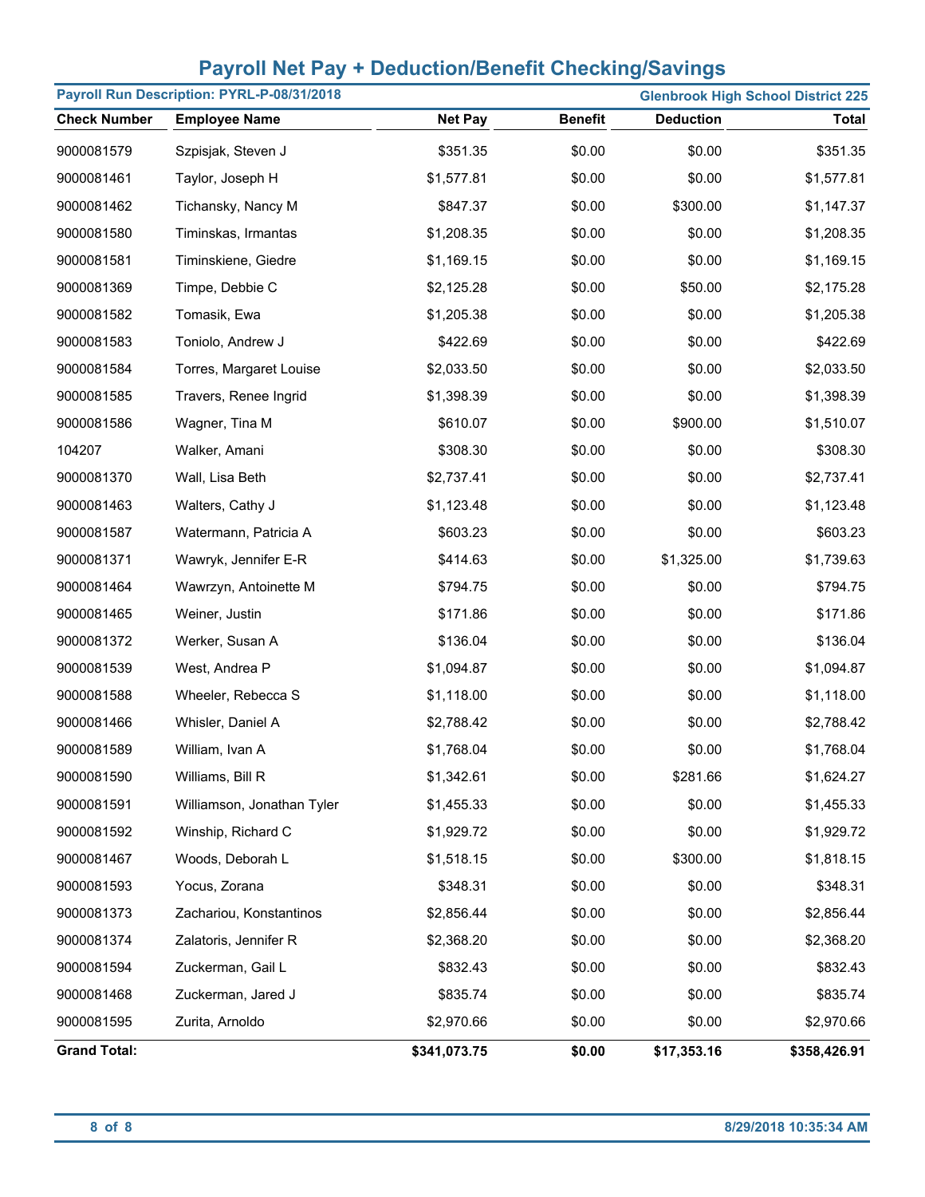# Payroll Net Pay + Deduction/Benefit Checking/Savings

**Payroll Run Description: PYRL-P-08/31/2018** — **Glenbrook High School District 225**

| Check Number | Employee Name | Net Pay | Benefit | Deduction | Total |
|---|---|---|---|---|---|
| 9000081579 | Szpisjak, Steven J | $351.35 | $0.00 | $0.00 | $351.35 |
| 9000081461 | Taylor, Joseph H | $1,577.81 | $0.00 | $0.00 | $1,577.81 |
| 9000081462 | Tichansky, Nancy M | $847.37 | $0.00 | $300.00 | $1,147.37 |
| 9000081580 | Timinskas, Irmantas | $1,208.35 | $0.00 | $0.00 | $1,208.35 |
| 9000081581 | Timinskiene, Giedre | $1,169.15 | $0.00 | $0.00 | $1,169.15 |
| 9000081369 | Timpe, Debbie C | $2,125.28 | $0.00 | $50.00 | $2,175.28 |
| 9000081582 | Tomasik, Ewa | $1,205.38 | $0.00 | $0.00 | $1,205.38 |
| 9000081583 | Toniolo, Andrew J | $422.69 | $0.00 | $0.00 | $422.69 |
| 9000081584 | Torres, Margaret Louise | $2,033.50 | $0.00 | $0.00 | $2,033.50 |
| 9000081585 | Travers, Renee Ingrid | $1,398.39 | $0.00 | $0.00 | $1,398.39 |
| 9000081586 | Wagner, Tina M | $610.07 | $0.00 | $900.00 | $1,510.07 |
| 104207 | Walker, Amani | $308.30 | $0.00 | $0.00 | $308.30 |
| 9000081370 | Wall, Lisa Beth | $2,737.41 | $0.00 | $0.00 | $2,737.41 |
| 9000081463 | Walters, Cathy J | $1,123.48 | $0.00 | $0.00 | $1,123.48 |
| 9000081587 | Watermann, Patricia A | $603.23 | $0.00 | $0.00 | $603.23 |
| 9000081371 | Wawryk, Jennifer E-R | $414.63 | $0.00 | $1,325.00 | $1,739.63 |
| 9000081464 | Wawrzyn, Antoinette M | $794.75 | $0.00 | $0.00 | $794.75 |
| 9000081465 | Weiner, Justin | $171.86 | $0.00 | $0.00 | $171.86 |
| 9000081372 | Werker, Susan A | $136.04 | $0.00 | $0.00 | $136.04 |
| 9000081539 | West, Andrea P | $1,094.87 | $0.00 | $0.00 | $1,094.87 |
| 9000081588 | Wheeler, Rebecca S | $1,118.00 | $0.00 | $0.00 | $1,118.00 |
| 9000081466 | Whisler, Daniel A | $2,788.42 | $0.00 | $0.00 | $2,788.42 |
| 9000081589 | William, Ivan A | $1,768.04 | $0.00 | $0.00 | $1,768.04 |
| 9000081590 | Williams, Bill R | $1,342.61 | $0.00 | $281.66 | $1,624.27 |
| 9000081591 | Williamson, Jonathan Tyler | $1,455.33 | $0.00 | $0.00 | $1,455.33 |
| 9000081592 | Winship, Richard C | $1,929.72 | $0.00 | $0.00 | $1,929.72 |
| 9000081467 | Woods, Deborah L | $1,518.15 | $0.00 | $300.00 | $1,818.15 |
| 9000081593 | Yocus, Zorana | $348.31 | $0.00 | $0.00 | $348.31 |
| 9000081373 | Zachariou, Konstantinos | $2,856.44 | $0.00 | $0.00 | $2,856.44 |
| 9000081374 | Zalatoris, Jennifer R | $2,368.20 | $0.00 | $0.00 | $2,368.20 |
| 9000081594 | Zuckerman, Gail L | $832.43 | $0.00 | $0.00 | $832.43 |
| 9000081468 | Zuckerman, Jared J | $835.74 | $0.00 | $0.00 | $835.74 |
| 9000081595 | Zurita, Arnoldo | $2,970.66 | $0.00 | $0.00 | $2,970.66 |
| **Grand Total:** | | **$341,073.75** | **$0.00** | **$17,353.16** | **$358,426.91** |

8/29/2018 10:35:34 AM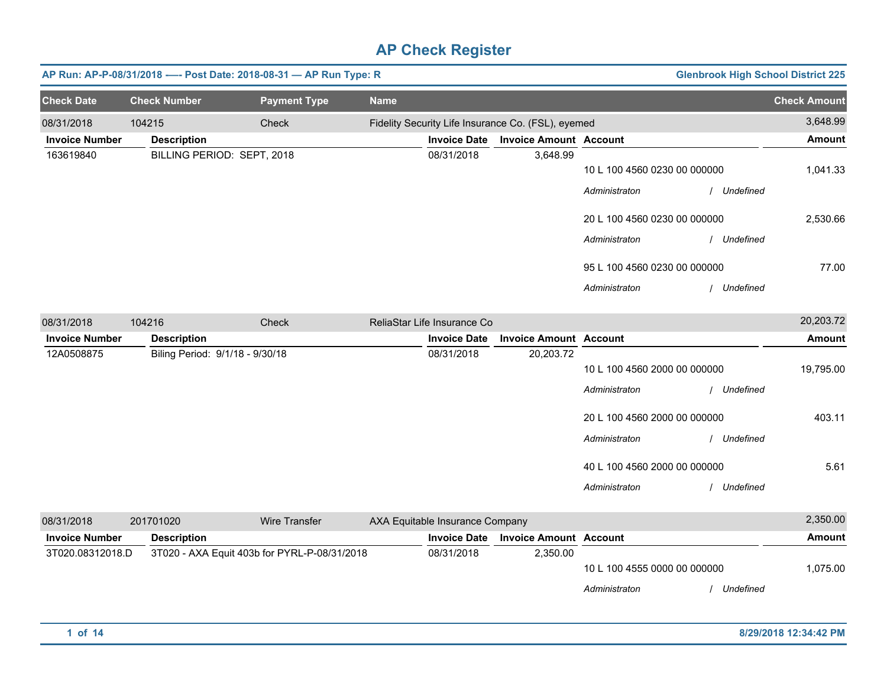# AP Check Register

**AP Run: AP-P-08/31/2018 -—- Post Date: 2018-08-31 — AP Run Type: R** — **Glenbrook High School District 225**

| Check Date | Check Number | Payment Type | Name | Check Amount |
|---|---|---|---|---|
| 08/31/2018 | 104215 | Check | Fidelity Security Life Insurance Co. (FSL), eyemed | 3,648.99 |

| Invoice Number | Description | Invoice Date | Invoice Amount | Account | Amount |
|---|---|---|---|---|---|
| 163619840 | BILLING PERIOD: SEPT, 2018 | 08/31/2018 | 3,648.99 | | |
| | | | | 10 L 100 4560 0230 00 000000 | 1,041.33 |
| | | | | *Administraton / Undefined* | |
| | | | | 20 L 100 4560 0230 00 000000 | 2,530.66 |
| | | | | *Administraton / Undefined* | |
| | | | | 95 L 100 4560 0230 00 000000 | 77.00 |
| | | | | *Administraton / Undefined* | |

| Check Date | Check Number | Payment Type | Name | Check Amount |
|---|---|---|---|---|
| 08/31/2018 | 104216 | Check | ReliaStar Life Insurance Co | 20,203.72 |

| Invoice Number | Description | Invoice Date | Invoice Amount | Account | Amount |
|---|---|---|---|---|---|
| 12A0508875 | Biling Period: 9/1/18 - 9/30/18 | 08/31/2018 | 20,203.72 | | |
| | | | | 10 L 100 4560 2000 00 000000 | 19,795.00 |
| | | | | *Administraton / Undefined* | |
| | | | | 20 L 100 4560 2000 00 000000 | 403.11 |
| | | | | *Administraton / Undefined* | |
| | | | | 40 L 100 4560 2000 00 000000 | 5.61 |
| | | | | *Administraton / Undefined* | |

| Check Date | Check Number | Payment Type | Name | Check Amount |
|---|---|---|---|---|
| 08/31/2018 | 201701020 | Wire Transfer | AXA Equitable Insurance Company | 2,350.00 |

| Invoice Number | Description | Invoice Date | Invoice Amount | Account | Amount |
|---|---|---|---|---|---|
| 3T020.08312018.D | 3T020 - AXA Equit 403b for PYRL-P-08/31/2018 | 08/31/2018 | 2,350.00 | | |
| | | | | 10 L 100 4555 0000 00 000000 | 1,075.00 |
| | | | | *Administraton / Undefined* | |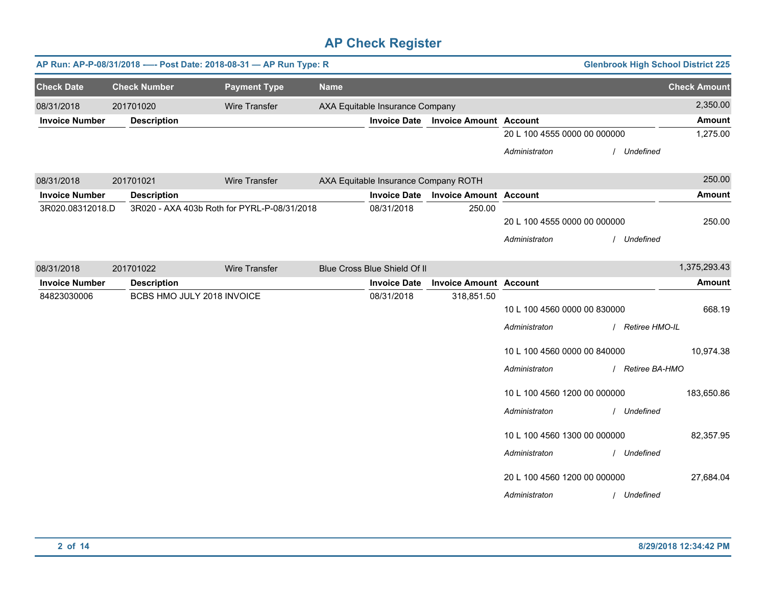# AP Check Register

**AP Run: AP-P-08/31/2018 -—- Post Date: 2018-08-31 — AP Run Type: R** — **Glenbrook High School District 225**

| Check Date | Check Number | Payment Type | Name | Check Amount |
|---|---|---|---|---|
| 08/31/2018 | 201701020 | Wire Transfer | AXA Equitable Insurance Company | 2,350.00 |

| Invoice Number | Description | Invoice Date | Invoice Amount | Account | Amount |
|---|---|---|---|---|---|
| | | | | 20 L 100 4555 0000 00 000000 | 1,275.00 |
| | | | | *Administraton / Undefined* | |

| Check Date | Check Number | Payment Type | Name | Check Amount |
|---|---|---|---|---|
| 08/31/2018 | 201701021 | Wire Transfer | AXA Equitable Insurance Company ROTH | 250.00 |

| Invoice Number | Description | Invoice Date | Invoice Amount | Account | Amount |
|---|---|---|---|---|---|
| 3R020.08312018.D | 3R020 - AXA 403b Roth for PYRL-P-08/31/2018 | 08/31/2018 | 250.00 | | |
| | | | | 20 L 100 4555 0000 00 000000 | 250.00 |
| | | | | *Administraton / Undefined* | |

| Check Date | Check Number | Payment Type | Name | Check Amount |
|---|---|---|---|---|
| 08/31/2018 | 201701022 | Wire Transfer | Blue Cross Blue Shield Of Il | 1,375,293.43 |

| Invoice Number | Description | Invoice Date | Invoice Amount | Account | Amount |
|---|---|---|---|---|---|
| 84823030006 | BCBS HMO JULY 2018 INVOICE | 08/31/2018 | 318,851.50 | | |
| | | | | 10 L 100 4560 0000 00 830000 | 668.19 |
| | | | | *Administraton / Retiree HMO-IL* | |
| | | | | 10 L 100 4560 0000 00 840000 | 10,974.38 |
| | | | | *Administraton / Retiree BA-HMO* | |
| | | | | 10 L 100 4560 1200 00 000000 | 183,650.86 |
| | | | | *Administraton / Undefined* | |
| | | | | 10 L 100 4560 1300 00 000000 | 82,357.95 |
| | | | | *Administraton / Undefined* | |
| | | | | 20 L 100 4560 1200 00 000000 | 27,684.04 |
| | | | | *Administraton / Undefined* | |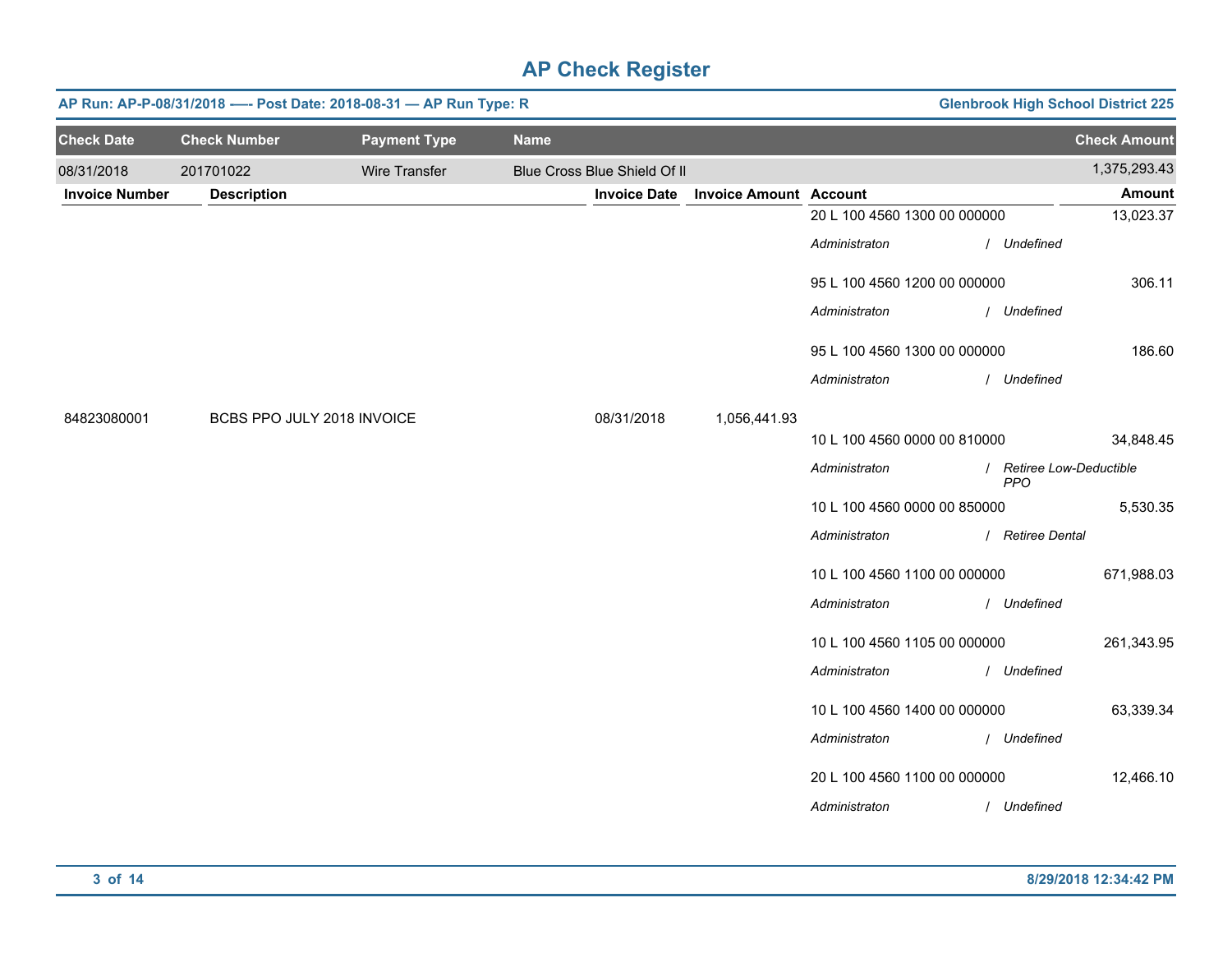# AP Check Register

**AP Run: AP-P-08/31/2018 -—- Post Date: 2018-08-31 — AP Run Type: R** | **Glenbrook High School District 225**

| Check Date | Check Number | Payment Type | Name | Check Amount |
|---|---|---|---|---|
| 08/31/2018 | 201701022 | Wire Transfer | Blue Cross Blue Shield Of Il | 1,375,293.43 |

| Invoice Number | Description | Invoice Date | Invoice Amount | Account | Amount |
|---|---|---|---|---|---|
| | | | | 20 L 100 4560 1300 00 000000 | 13,023.37 |
| | | | | *Administraton / Undefined* | |
| | | | | 95 L 100 4560 1200 00 000000 | 306.11 |
| | | | | *Administraton / Undefined* | |
| | | | | 95 L 100 4560 1300 00 000000 | 186.60 |
| | | | | *Administraton / Undefined* | |
| 84823080001 | BCBS PPO JULY 2018 INVOICE | 08/31/2018 | 1,056,441.93 | | |
| | | | | 10 L 100 4560 0000 00 810000 | 34,848.45 |
| | | | | *Administraton / Retiree Low-Deductible PPO* | |
| | | | | 10 L 100 4560 0000 00 850000 | 5,530.35 |
| | | | | *Administraton / Retiree Dental* | |
| | | | | 10 L 100 4560 1100 00 000000 | 671,988.03 |
| | | | | *Administraton / Undefined* | |
| | | | | 10 L 100 4560 1105 00 000000 | 261,343.95 |
| | | | | *Administraton / Undefined* | |
| | | | | 10 L 100 4560 1400 00 000000 | 63,339.34 |
| | | | | *Administraton / Undefined* | |
| | | | | 20 L 100 4560 1100 00 000000 | 12,466.10 |
| | | | | *Administraton / Undefined* | |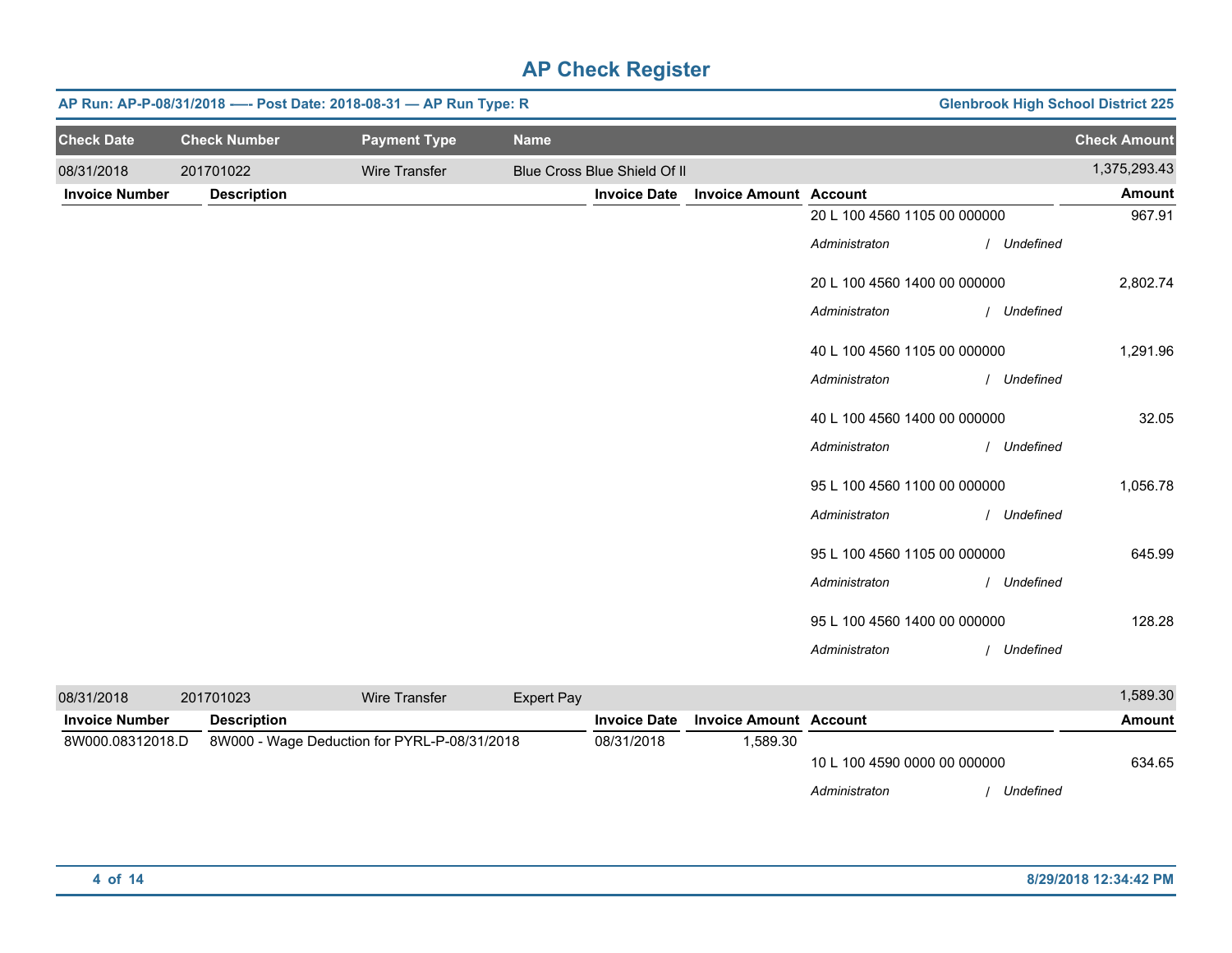# AP Check Register

**AP Run: AP-P-08/31/2018 -—- Post Date: 2018-08-31 — AP Run Type: R** | **Glenbrook High School District 225**

| Check Date | Check Number | Payment Type | Name | Check Amount |
|---|---|---|---|---|
| 08/31/2018 | 201701022 | Wire Transfer | Blue Cross Blue Shield Of Il | 1,375,293.43 |

| Invoice Number | Description | Invoice Date | Invoice Amount | Account | Amount |
|---|---|---|---|---|---|
| | | | | 20 L 100 4560 1105 00 000000 | 967.91 |
| | | | | *Administraton / Undefined* | |
| | | | | 20 L 100 4560 1400 00 000000 | 2,802.74 |
| | | | | *Administraton / Undefined* | |
| | | | | 40 L 100 4560 1105 00 000000 | 1,291.96 |
| | | | | *Administraton / Undefined* | |
| | | | | 40 L 100 4560 1400 00 000000 | 32.05 |
| | | | | *Administraton / Undefined* | |
| | | | | 95 L 100 4560 1100 00 000000 | 1,056.78 |
| | | | | *Administraton / Undefined* | |
| | | | | 95 L 100 4560 1105 00 000000 | 645.99 |
| | | | | *Administraton / Undefined* | |
| | | | | 95 L 100 4560 1400 00 000000 | 128.28 |
| | | | | *Administraton / Undefined* | |

| Check Date | Check Number | Payment Type | Name | Check Amount |
|---|---|---|---|---|
| 08/31/2018 | 201701023 | Wire Transfer | Expert Pay | 1,589.30 |

| Invoice Number | Description | Invoice Date | Invoice Amount | Account | Amount |
|---|---|---|---|---|---|
| 8W000.08312018.D | 8W000 - Wage Deduction for PYRL-P-08/31/2018 | 08/31/2018 | 1,589.30 | | |
| | | | | 10 L 100 4590 0000 00 000000 | 634.65 |
| | | | | *Administraton / Undefined* | |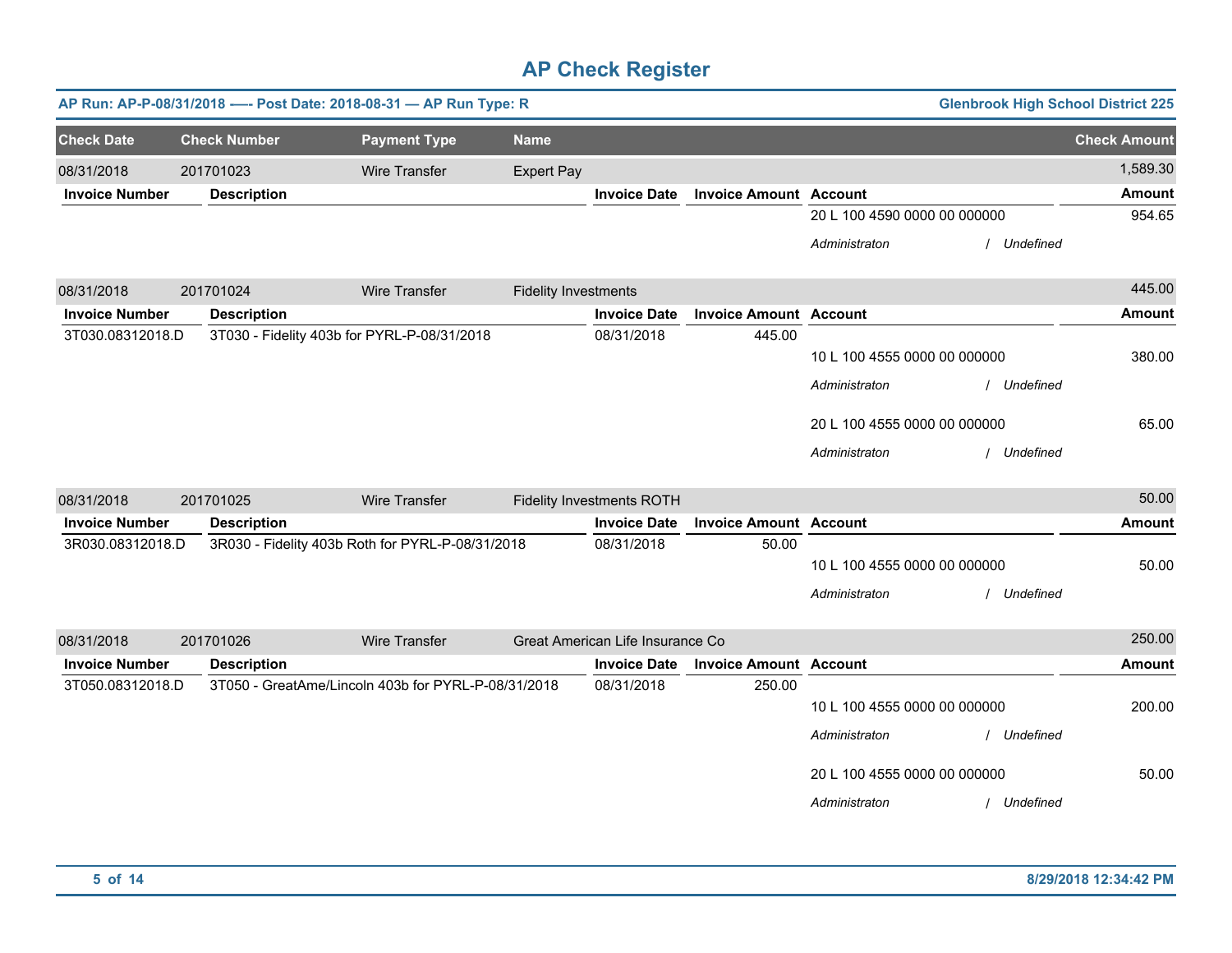# AP Check Register

**AP Run: AP-P-08/31/2018 -— Post Date: 2018-08-31 — AP Run Type: R** | **Glenbrook High School District 225**

| Check Date | Check Number | Payment Type | Name | Check Amount |
|---|---|---|---|---|
| 08/31/2018 | 201701023 | Wire Transfer | Expert Pay | 1,589.30 |

| Invoice Number | Description | Invoice Date | Invoice Amount | Account | Amount |
|---|---|---|---|---|---|
| | | | | 20 L 100 4590 0000 00 000000 | 954.65 |
| | | | | *Administraton / Undefined* | |

| Check Date | Check Number | Payment Type | Name | Check Amount |
|---|---|---|---|---|
| 08/31/2018 | 201701024 | Wire Transfer | Fidelity Investments | 445.00 |

| Invoice Number | Description | Invoice Date | Invoice Amount | Account | Amount |
|---|---|---|---|---|---|
| 3T030.08312018.D | 3T030 - Fidelity 403b for PYRL-P-08/31/2018 | 08/31/2018 | 445.00 | | |
| | | | | 10 L 100 4555 0000 00 000000 | 380.00 |
| | | | | *Administraton / Undefined* | |
| | | | | 20 L 100 4555 0000 00 000000 | 65.00 |
| | | | | *Administraton / Undefined* | |

| Check Date | Check Number | Payment Type | Name | Check Amount |
|---|---|---|---|---|
| 08/31/2018 | 201701025 | Wire Transfer | Fidelity Investments ROTH | 50.00 |

| Invoice Number | Description | Invoice Date | Invoice Amount | Account | Amount |
|---|---|---|---|---|---|
| 3R030.08312018.D | 3R030 - Fidelity 403b Roth for PYRL-P-08/31/2018 | 08/31/2018 | 50.00 | | |
| | | | | 10 L 100 4555 0000 00 000000 | 50.00 |
| | | | | *Administraton / Undefined* | |

| Check Date | Check Number | Payment Type | Name | Check Amount |
|---|---|---|---|---|
| 08/31/2018 | 201701026 | Wire Transfer | Great American Life Insurance Co | 250.00 |

| Invoice Number | Description | Invoice Date | Invoice Amount | Account | Amount |
|---|---|---|---|---|---|
| 3T050.08312018.D | 3T050 - GreatAme/Lincoln 403b for PYRL-P-08/31/2018 | 08/31/2018 | 250.00 | | |
| | | | | 10 L 100 4555 0000 00 000000 | 200.00 |
| | | | | *Administraton / Undefined* | |
| | | | | 20 L 100 4555 0000 00 000000 | 50.00 |
| | | | | *Administraton / Undefined* | |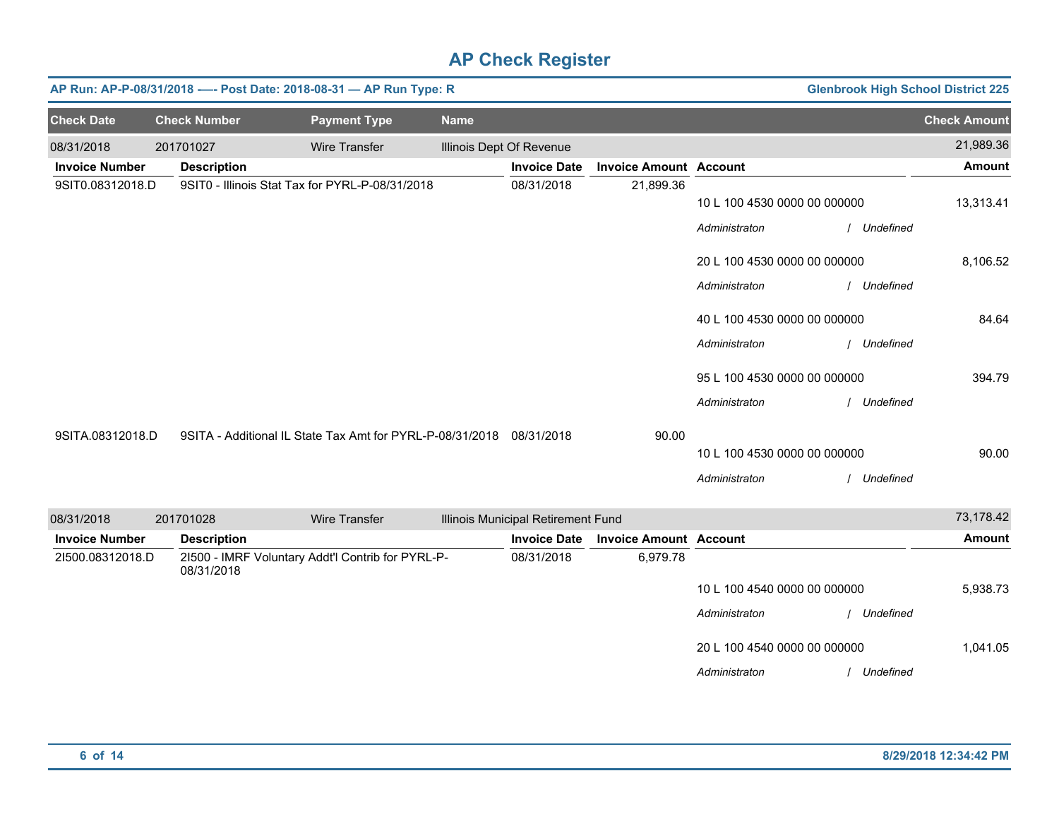# AP Check Register

**AP Run: AP-P-08/31/2018 -—- Post Date: 2018-08-31 — AP Run Type: R** — **Glenbrook High School District 225**

| Check Date | Check Number | Payment Type | Name | Check Amount |
|---|---|---|---|---|
| 08/31/2018 | 201701027 | Wire Transfer | Illinois Dept Of Revenue | 21,989.36 |

| Invoice Number | Description | Invoice Date | Invoice Amount | Account | Amount |
|---|---|---|---|---|---|
| 9SIT0.08312018.D | 9SIT0 - Illinois Stat Tax for PYRL-P-08/31/2018 | 08/31/2018 | 21,899.36 | | |
| | | | | 10 L 100 4530 0000 00 000000 | 13,313.41 |
| | | | | *Administraton / Undefined* | |
| | | | | 20 L 100 4530 0000 00 000000 | 8,106.52 |
| | | | | *Administraton / Undefined* | |
| | | | | 40 L 100 4530 0000 00 000000 | 84.64 |
| | | | | *Administraton / Undefined* | |
| | | | | 95 L 100 4530 0000 00 000000 | 394.79 |
| | | | | *Administraton / Undefined* | |
| 9SITA.08312018.D | 9SITA - Additional IL State Tax Amt for PYRL-P-08/31/2018 | 08/31/2018 | 90.00 | | |
| | | | | 10 L 100 4530 0000 00 000000 | 90.00 |
| | | | | *Administraton / Undefined* | |

| Check Date | Check Number | Payment Type | Name | Check Amount |
|---|---|---|---|---|
| 08/31/2018 | 201701028 | Wire Transfer | Illinois Municipal Retirement Fund | 73,178.42 |

| Invoice Number | Description | Invoice Date | Invoice Amount | Account | Amount |
|---|---|---|---|---|---|
| 2I500.08312018.D | 2I500 - IMRF Voluntary Addt'l Contrib for PYRL-P-08/31/2018 | 08/31/2018 | 6,979.78 | | |
| | | | | 10 L 100 4540 0000 00 000000 | 5,938.73 |
| | | | | *Administraton / Undefined* | |
| | | | | 20 L 100 4540 0000 00 000000 | 1,041.05 |
| | | | | *Administraton / Undefined* | |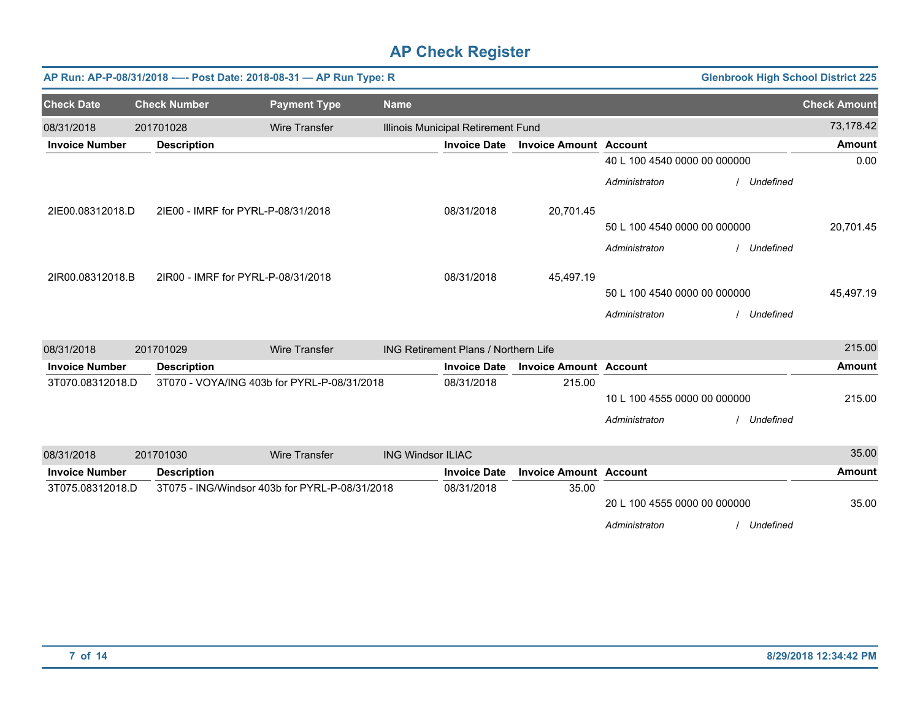# AP Check Register

**AP Run: AP-P-08/31/2018 –-- Post Date: 2018-08-31 — AP Run Type: R** — **Glenbrook High School District 225**

| Check Date | Check Number | Payment Type | Name | Check Amount |
|---|---|---|---|---|
| 08/31/2018 | 201701028 | Wire Transfer | Illinois Municipal Retirement Fund | 73,178.42 |

| Invoice Number | Description | Invoice Date | Invoice Amount | Account | Amount |
|---|---|---|---|---|---|
| | | | | 40 L 100 4540 0000 00 000000<br>*Administraton / Undefined* | 0.00 |
| 2IE00.08312018.D | 2IE00 - IMRF for PYRL-P-08/31/2018 | 08/31/2018 | 20,701.45 | 50 L 100 4540 0000 00 000000<br>*Administraton / Undefined* | 20,701.45 |
| 2IR00.08312018.B | 2IR00 - IMRF for PYRL-P-08/31/2018 | 08/31/2018 | 45,497.19 | 50 L 100 4540 0000 00 000000<br>*Administraton / Undefined* | 45,497.19 |

| Check Date | Check Number | Payment Type | Name | Check Amount |
|---|---|---|---|---|
| 08/31/2018 | 201701029 | Wire Transfer | ING Retirement Plans / Northern Life | 215.00 |

| Invoice Number | Description | Invoice Date | Invoice Amount | Account | Amount |
|---|---|---|---|---|---|
| 3T070.08312018.D | 3T070 - VOYA/ING 403b for PYRL-P-08/31/2018 | 08/31/2018 | 215.00 | 10 L 100 4555 0000 00 000000<br>*Administraton / Undefined* | 215.00 |

| Check Date | Check Number | Payment Type | Name | Check Amount |
|---|---|---|---|---|
| 08/31/2018 | 201701030 | Wire Transfer | ING Windsor ILIAC | 35.00 |

| Invoice Number | Description | Invoice Date | Invoice Amount | Account | Amount |
|---|---|---|---|---|---|
| 3T075.08312018.D | 3T075 - ING/Windsor 403b for PYRL-P-08/31/2018 | 08/31/2018 | 35.00 | 20 L 100 4555 0000 00 000000<br>*Administraton / Undefined* | 35.00 |

8/29/2018 12:34:42 PM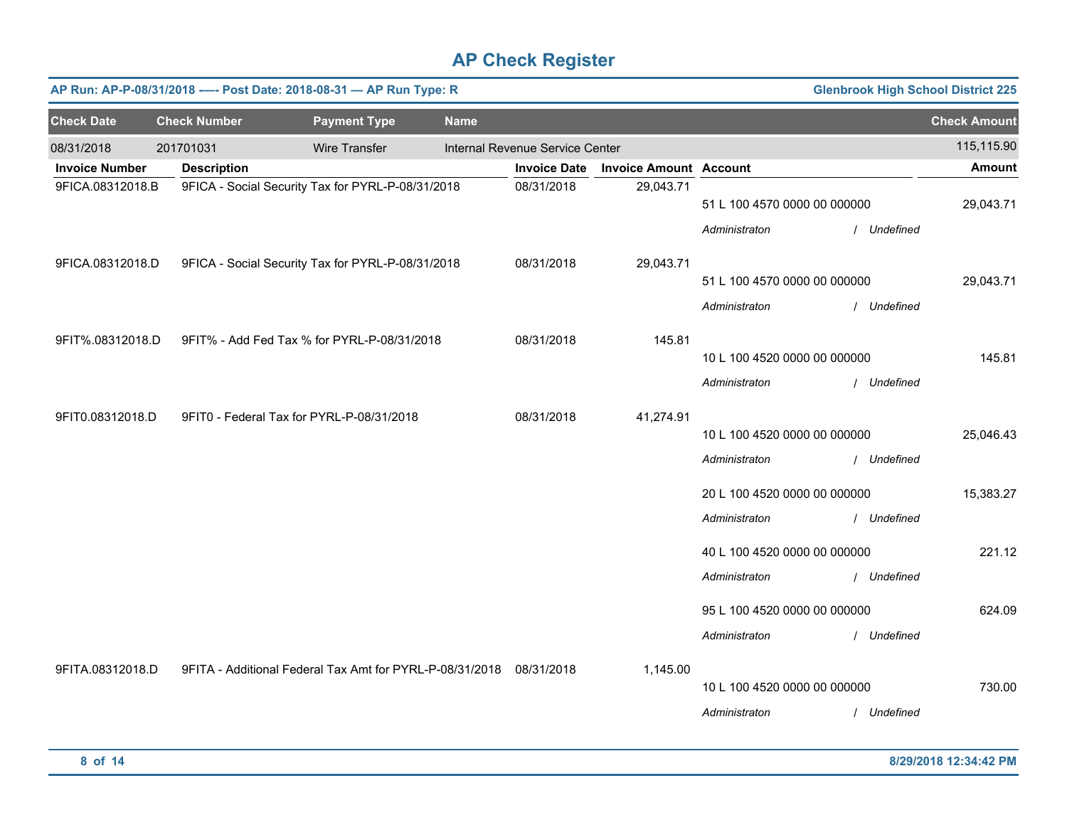# AP Check Register

**AP Run: AP-P-08/31/2018 —- Post Date: 2018-08-31 — AP Run Type: R** | **Glenbrook High School District 225**

| Check Date | Check Number | Payment Type | Name | Check Amount |
|---|---|---|---|---|
| 08/31/2018 | 201701031 | Wire Transfer | Internal Revenue Service Center | 115,115.90 |

| Invoice Number | Description | Invoice Date | Invoice Amount | Account | Amount |
|---|---|---|---|---|---|
| 9FICA.08312018.B | 9FICA - Social Security Tax for PYRL-P-08/31/2018 | 08/31/2018 | 29,043.71 | | |
| | | | | 51 L 100 4570 0000 00 000000 | 29,043.71 |
| | | | | *Administraton / Undefined* | |
| 9FICA.08312018.D | 9FICA - Social Security Tax for PYRL-P-08/31/2018 | 08/31/2018 | 29,043.71 | | |
| | | | | 51 L 100 4570 0000 00 000000 | 29,043.71 |
| | | | | *Administraton / Undefined* | |
| 9FIT%.08312018.D | 9FIT% - Add Fed Tax % for PYRL-P-08/31/2018 | 08/31/2018 | 145.81 | | |
| | | | | 10 L 100 4520 0000 00 000000 | 145.81 |
| | | | | *Administraton / Undefined* | |
| 9FIT0.08312018.D | 9FIT0 - Federal Tax for PYRL-P-08/31/2018 | 08/31/2018 | 41,274.91 | | |
| | | | | 10 L 100 4520 0000 00 000000 | 25,046.43 |
| | | | | *Administraton / Undefined* | |
| | | | | 20 L 100 4520 0000 00 000000 | 15,383.27 |
| | | | | *Administraton / Undefined* | |
| | | | | 40 L 100 4520 0000 00 000000 | 221.12 |
| | | | | *Administraton / Undefined* | |
| | | | | 95 L 100 4520 0000 00 000000 | 624.09 |
| | | | | *Administraton / Undefined* | |
| 9FITA.08312018.D | 9FITA - Additional Federal Tax Amt for PYRL-P-08/31/2018 | 08/31/2018 | 1,145.00 | | |
| | | | | 10 L 100 4520 0000 00 000000 | 730.00 |
| | | | | *Administraton / Undefined* | |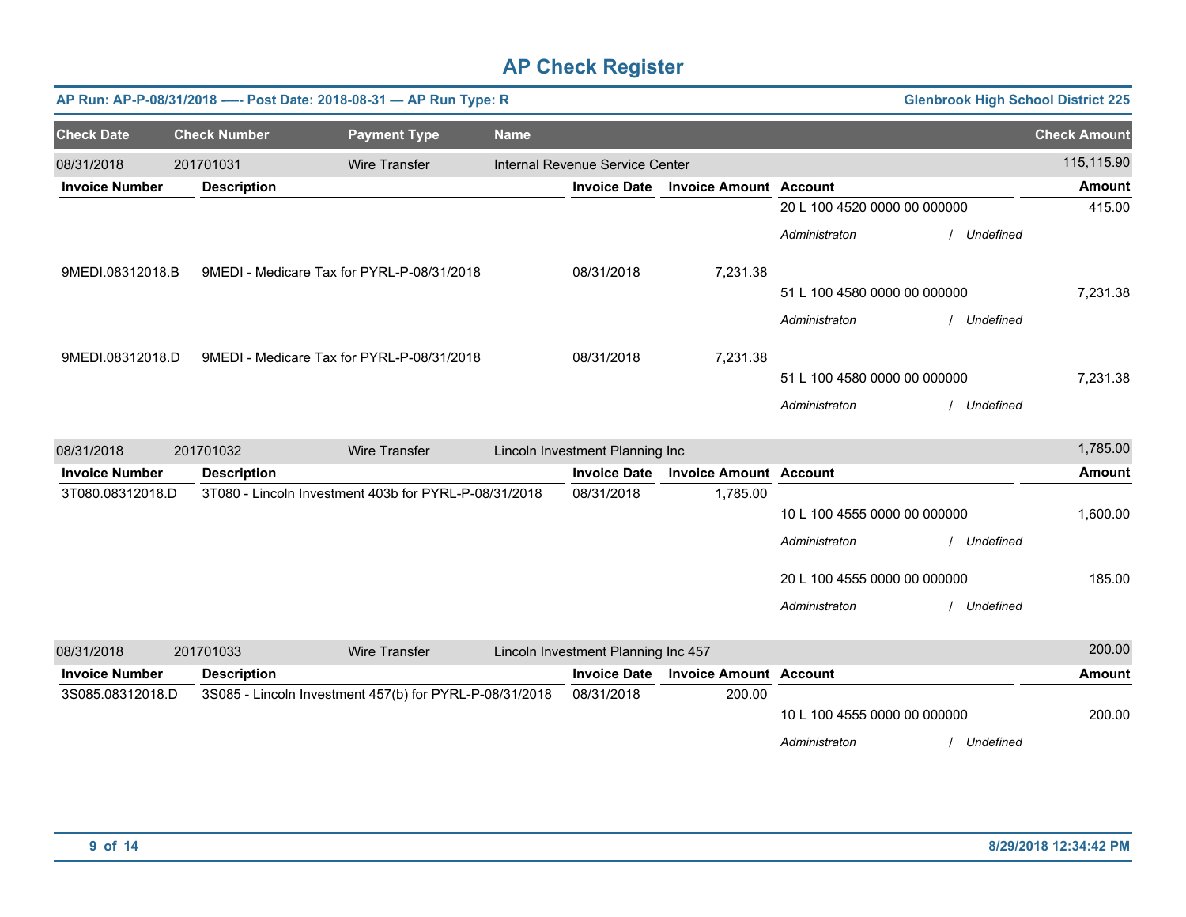# AP Check Register

**AP Run: AP-P-08/31/2018 -—- Post Date: 2018-08-31 — AP Run Type: R** | **Glenbrook High School District 225**

| Check Date | Check Number | Payment Type | Name | Check Amount |
|---|---|---|---|---|
| 08/31/2018 | 201701031 | Wire Transfer | Internal Revenue Service Center | 115,115.90 |

| Invoice Number | Description | Invoice Date | Invoice Amount | Account | Amount |
|---|---|---|---|---|---|
| | | | | 20 L 100 4520 0000 00 000000 | 415.00 |
| | | | | *Administraton / Undefined* | |
| 9MEDI.08312018.B | 9MEDI - Medicare Tax for PYRL-P-08/31/2018 | 08/31/2018 | 7,231.38 | | |
| | | | | 51 L 100 4580 0000 00 000000 | 7,231.38 |
| | | | | *Administraton / Undefined* | |
| 9MEDI.08312018.D | 9MEDI - Medicare Tax for PYRL-P-08/31/2018 | 08/31/2018 | 7,231.38 | | |
| | | | | 51 L 100 4580 0000 00 000000 | 7,231.38 |
| | | | | *Administraton / Undefined* | |

| Check Date | Check Number | Payment Type | Name | Check Amount |
|---|---|---|---|---|
| 08/31/2018 | 201701032 | Wire Transfer | Lincoln Investment Planning Inc | 1,785.00 |

| Invoice Number | Description | Invoice Date | Invoice Amount | Account | Amount |
|---|---|---|---|---|---|
| 3T080.08312018.D | 3T080 - Lincoln Investment 403b for PYRL-P-08/31/2018 | 08/31/2018 | 1,785.00 | | |
| | | | | 10 L 100 4555 0000 00 000000 | 1,600.00 |
| | | | | *Administraton / Undefined* | |
| | | | | 20 L 100 4555 0000 00 000000 | 185.00 |
| | | | | *Administraton / Undefined* | |

| Check Date | Check Number | Payment Type | Name | Check Amount |
|---|---|---|---|---|
| 08/31/2018 | 201701033 | Wire Transfer | Lincoln Investment Planning Inc 457 | 200.00 |

| Invoice Number | Description | Invoice Date | Invoice Amount | Account | Amount |
|---|---|---|---|---|---|
| 3S085.08312018.D | 3S085 - Lincoln Investment 457(b) for PYRL-P-08/31/2018 | 08/31/2018 | 200.00 | | |
| | | | | 10 L 100 4555 0000 00 000000 | 200.00 |
| | | | | *Administraton / Undefined* | |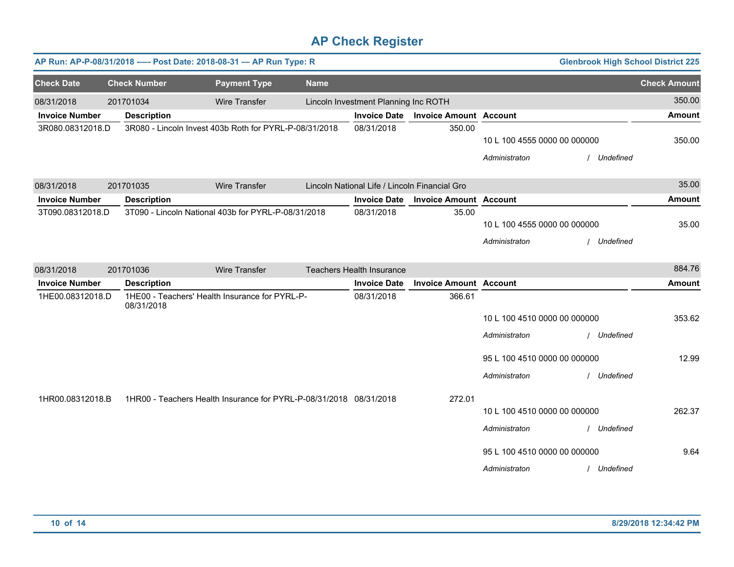# AP Check Register

**AP Run: AP-P-08/31/2018 -—- Post Date: 2018-08-31 — AP Run Type: R** **Glenbrook High School District 225**

| Check Date | Check Number | Payment Type | Name | Check Amount |
|---|---|---|---|---|
| 08/31/2018 | 201701034 | Wire Transfer | Lincoln Investment Planning Inc ROTH | 350.00 |

| Invoice Number | Description | Invoice Date | Invoice Amount | Account | Amount |
|---|---|---|---|---|---|
| 3R080.08312018.D | 3R080 - Lincoln Invest 403b Roth for PYRL-P-08/31/2018 | 08/31/2018 | 350.00 | | |
| | | | | 10 L 100 4555 0000 00 000000 | 350.00 |
| | | | | *Administraton / Undefined* | |

| Check Date | Check Number | Payment Type | Name | Check Amount |
|---|---|---|---|---|
| 08/31/2018 | 201701035 | Wire Transfer | Lincoln National Life / Lincoln Financial Gro | 35.00 |

| Invoice Number | Description | Invoice Date | Invoice Amount | Account | Amount |
|---|---|---|---|---|---|
| 3T090.08312018.D | 3T090 - Lincoln National 403b for PYRL-P-08/31/2018 | 08/31/2018 | 35.00 | | |
| | | | | 10 L 100 4555 0000 00 000000 | 35.00 |
| | | | | *Administraton / Undefined* | |

| Check Date | Check Number | Payment Type | Name | Check Amount |
|---|---|---|---|---|
| 08/31/2018 | 201701036 | Wire Transfer | Teachers Health Insurance | 884.76 |

| Invoice Number | Description | Invoice Date | Invoice Amount | Account | Amount |
|---|---|---|---|---|---|
| 1HE00.08312018.D | 1HE00 - Teachers' Health Insurance for PYRL-P-08/31/2018 | 08/31/2018 | 366.61 | | |
| | | | | 10 L 100 4510 0000 00 000000 | 353.62 |
| | | | | *Administraton / Undefined* | |
| | | | | 95 L 100 4510 0000 00 000000 | 12.99 |
| | | | | *Administraton / Undefined* | |
| 1HR00.08312018.B | 1HR00 - Teachers Health Insurance for PYRL-P-08/31/2018 | 08/31/2018 | 272.01 | | |
| | | | | 10 L 100 4510 0000 00 000000 | 262.37 |
| | | | | *Administraton / Undefined* | |
| | | | | 95 L 100 4510 0000 00 000000 | 9.64 |
| | | | | *Administraton / Undefined* | |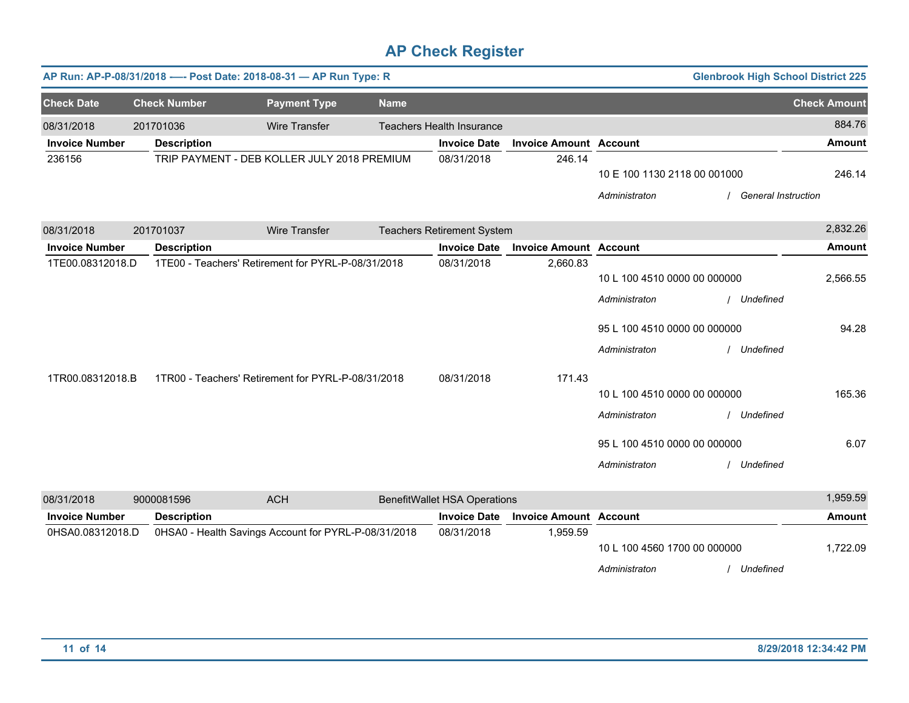# AP Check Register

**AP Run: AP-P-08/31/2018 -—- Post Date: 2018-08-31 — AP Run Type: R** | **Glenbrook High School District 225**

| Check Date | Check Number | Payment Type | Name | Check Amount |
|---|---|---|---|---|
| 08/31/2018 | 201701036 | Wire Transfer | Teachers Health Insurance | 884.76 |

| Invoice Number | Description | Invoice Date | Invoice Amount | Account | Amount |
|---|---|---|---|---|---|
| 236156 | TRIP PAYMENT - DEB KOLLER JULY 2018 PREMIUM | 08/31/2018 | 246.14 | 10 E 100 1130 2118 00 001000 | 246.14 |
| | | | | *Administraton / General Instruction* | |

| Check Date | Check Number | Payment Type | Name | Check Amount |
|---|---|---|---|---|
| 08/31/2018 | 201701037 | Wire Transfer | Teachers Retirement System | 2,832.26 |

| Invoice Number | Description | Invoice Date | Invoice Amount | Account | Amount |
|---|---|---|---|---|---|
| 1TE00.08312018.D | 1TE00 - Teachers' Retirement for PYRL-P-08/31/2018 | 08/31/2018 | 2,660.83 | 10 L 100 4510 0000 00 000000 | 2,566.55 |
| | | | | *Administraton / Undefined* | |
| | | | | 95 L 100 4510 0000 00 000000 | 94.28 |
| | | | | *Administraton / Undefined* | |
| 1TR00.08312018.B | 1TR00 - Teachers' Retirement for PYRL-P-08/31/2018 | 08/31/2018 | 171.43 | 10 L 100 4510 0000 00 000000 | 165.36 |
| | | | | *Administraton / Undefined* | |
| | | | | 95 L 100 4510 0000 00 000000 | 6.07 |
| | | | | *Administraton / Undefined* | |

| Check Date | Check Number | Payment Type | Name | Check Amount |
|---|---|---|---|---|
| 08/31/2018 | 9000081596 | ACH | BenefitWallet HSA Operations | 1,959.59 |

| Invoice Number | Description | Invoice Date | Invoice Amount | Account | Amount |
|---|---|---|---|---|---|
| 0HSA0.08312018.D | 0HSA0 - Health Savings Account for PYRL-P-08/31/2018 | 08/31/2018 | 1,959.59 | 10 L 100 4560 1700 00 000000 | 1,722.09 |
| | | | | *Administraton / Undefined* | |

8/29/2018 12:34:42 PM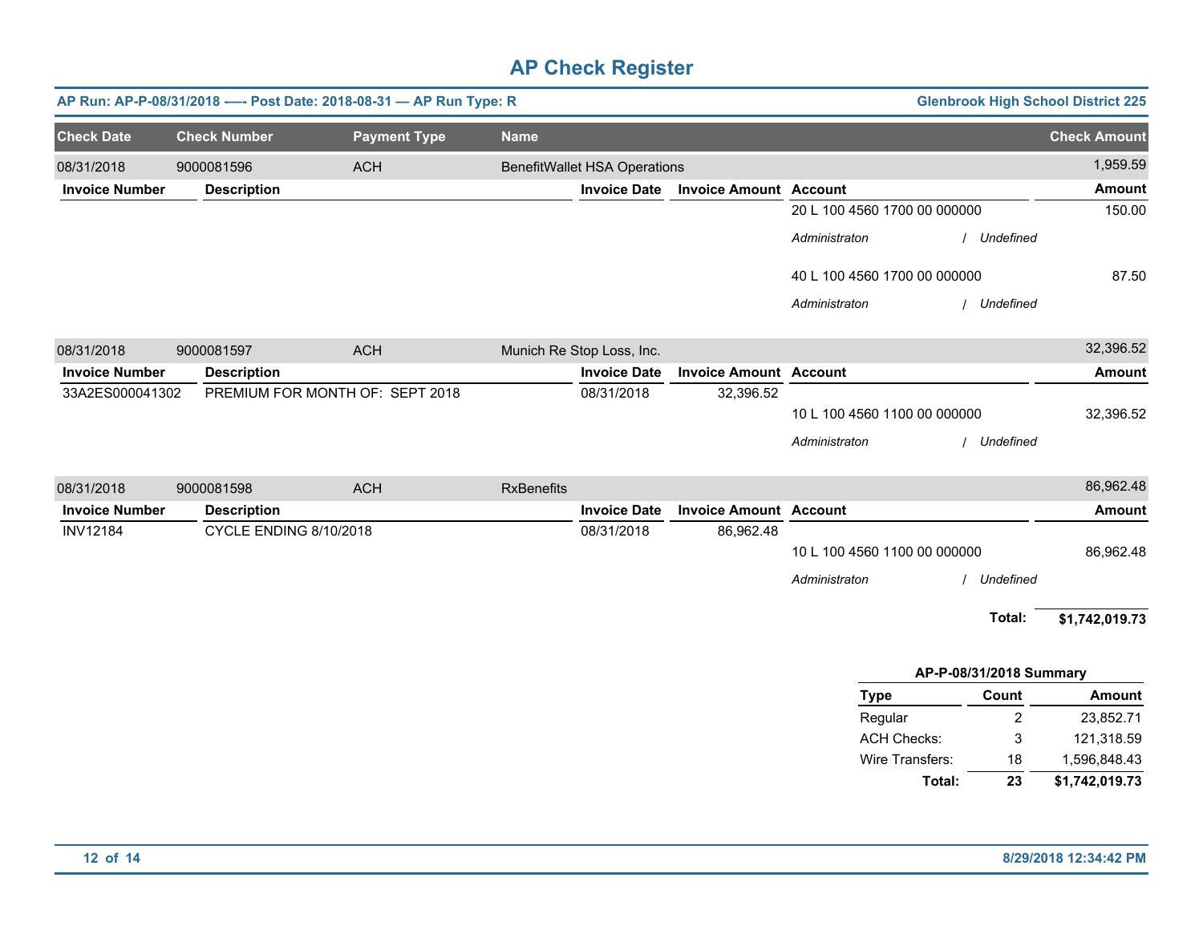# AP Check Register

**AP Run: AP-P-08/31/2018 -—- Post Date: 2018-08-31 — AP Run Type: R** | **Glenbrook High School District 225**

| Check Date | Check Number | Payment Type | Name | Check Amount |
|---|---|---|---|---|
| 08/31/2018 | 9000081596 | ACH | BenefitWallet HSA Operations | 1,959.59 |

| Invoice Number | Description | Invoice Date | Invoice Amount | Account | Amount |
|---|---|---|---|---|---|
| | | | | 20 L 100 4560 1700 00 000000 | 150.00 |
| | | | | *Administraton / Undefined* | |
| | | | | 40 L 100 4560 1700 00 000000 | 87.50 |
| | | | | *Administraton / Undefined* | |

| Check Date | Check Number | Payment Type | Name | Check Amount |
|---|---|---|---|---|
| 08/31/2018 | 9000081597 | ACH | Munich Re Stop Loss, Inc. | 32,396.52 |

| Invoice Number | Description | Invoice Date | Invoice Amount | Account | Amount |
|---|---|---|---|---|---|
| 33A2ES000041302 | PREMIUM FOR MONTH OF: SEPT 2018 | 08/31/2018 | 32,396.52 | | |
| | | | | 10 L 100 4560 1100 00 000000 | 32,396.52 |
| | | | | *Administraton / Undefined* | |

| Check Date | Check Number | Payment Type | Name | Check Amount |
|---|---|---|---|---|
| 08/31/2018 | 9000081598 | ACH | RxBenefits | 86,962.48 |

| Invoice Number | Description | Invoice Date | Invoice Amount | Account | Amount |
|---|---|---|---|---|---|
| INV12184 | CYCLE ENDING 8/10/2018 | 08/31/2018 | 86,962.48 | | |
| | | | | 10 L 100 4560 1100 00 000000 | 86,962.48 |
| | | | | *Administraton / Undefined* | |

**Total: $1,742,019.73**

**AP-P-08/31/2018 Summary**

| Type | Count | Amount |
|---|---|---|
| Regular | 2 | 23,852.71 |
| ACH Checks: | 3 | 121,318.59 |
| Wire Transfers: | 18 | 1,596,848.43 |
| **Total:** | **23** | **$1,742,019.73** |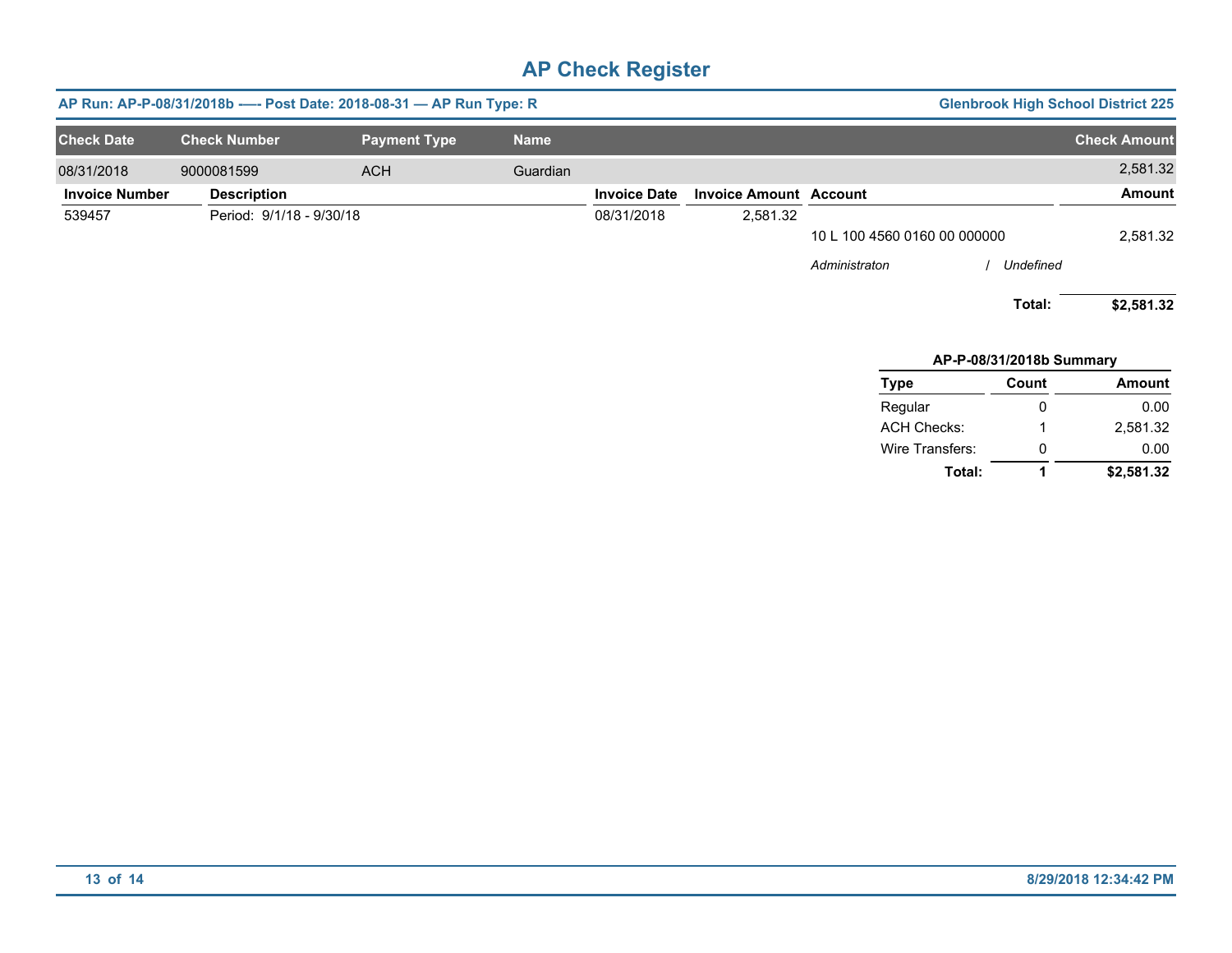# AP Check Register

**AP Run: AP-P-08/31/2018b ---- Post Date: 2018-08-31 — AP Run Type: R** | **Glenbrook High School District 225**

| Check Date | Check Number | Payment Type | Name | Check Amount |
|---|---|---|---|---|
| 08/31/2018 | 9000081599 | ACH | Guardian | 2,581.32 |

| Invoice Number | Description | Invoice Date | Invoice Amount | Account | Amount |
|---|---|---|---|---|---|
| 539457 | Period: 9/1/18 - 9/30/18 | 08/31/2018 | 2,581.32 | | |
| | | | | 10 L 100 4560 0160 00 000000 | 2,581.32 |
| | | | | *Administraton* / *Undefined* | |
| | | | | **Total:** | **$2,581.32** |

**AP-P-08/31/2018b Summary**

| Type | Count | Amount |
|---|---|---|
| Regular | 0 | 0.00 |
| ACH Checks: | 1 | 2,581.32 |
| Wire Transfers: | 0 | 0.00 |
| **Total:** | **1** | **$2,581.32** |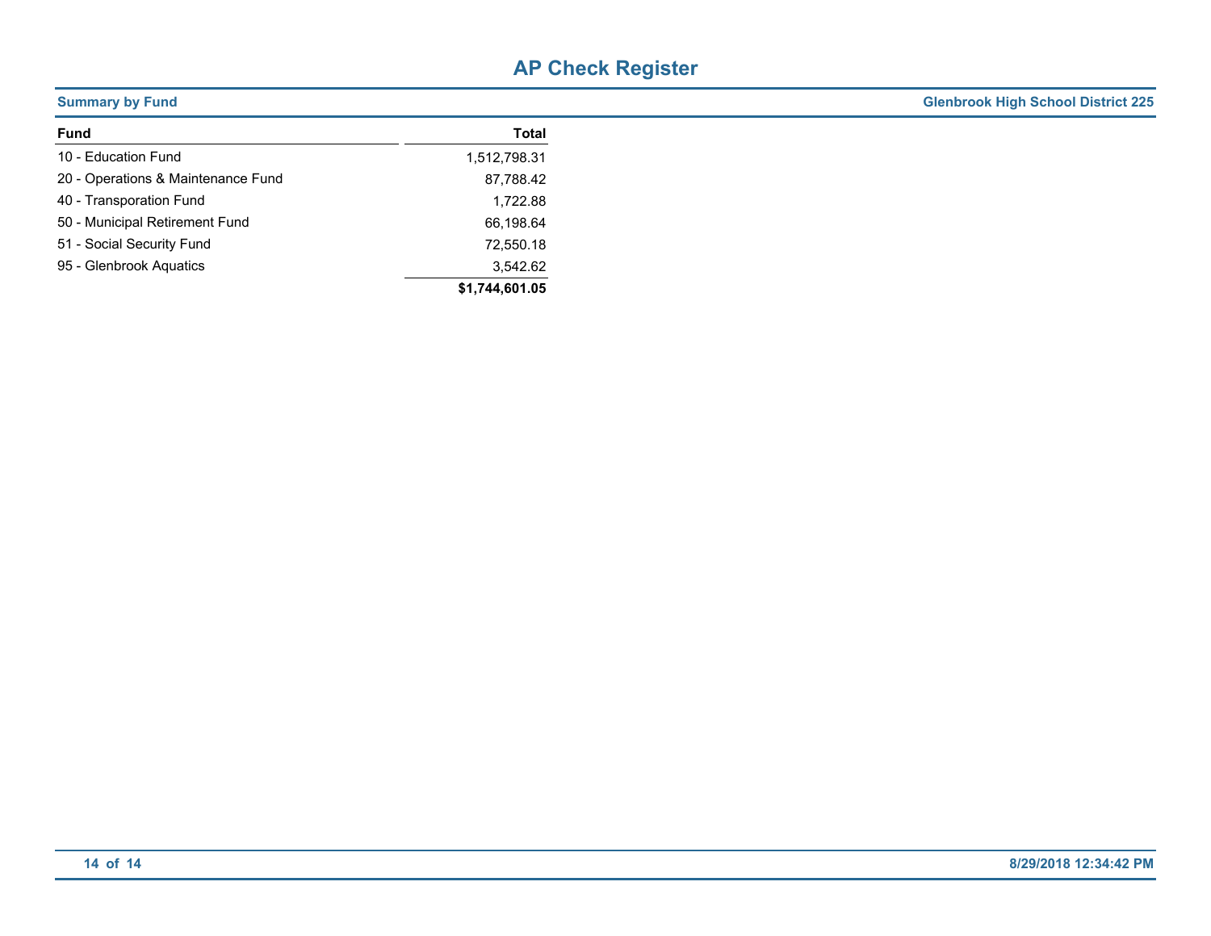# AP Check Register

**Summary by Fund** — **Glenbrook High School District 225**

| Fund | Total |
|---|---:|
| 10 - Education Fund | 1,512,798.31 |
| 20 - Operations & Maintenance Fund | 87,788.42 |
| 40 - Transporation Fund | 1,722.88 |
| 50 - Municipal Retirement Fund | 66,198.64 |
| 51 - Social Security Fund | 72,550.18 |
| 95 - Glenbrook Aquatics | 3,542.62 |
| | **$1,744,601.05** |

**8/29/2018 12:34:42 PM**